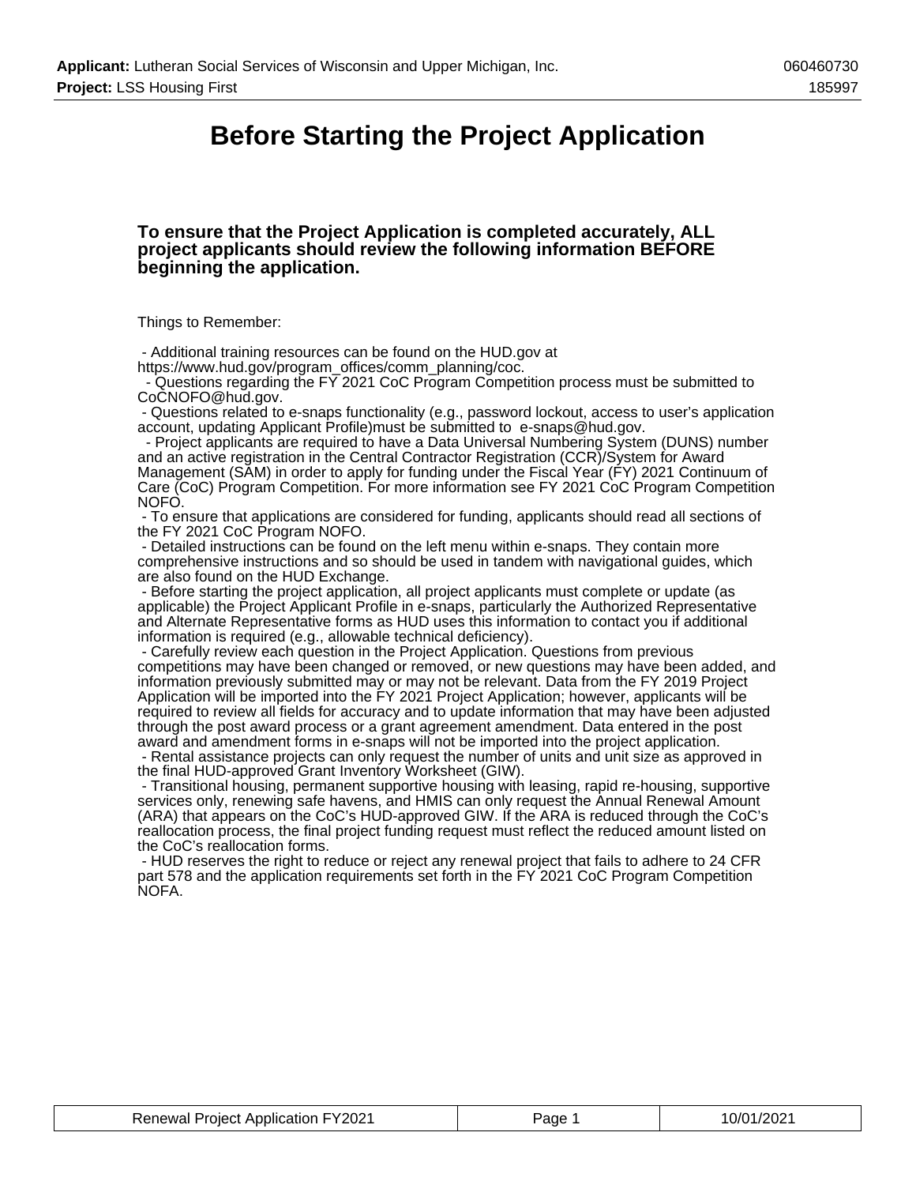# Before Starting the Project Application

### To ensure that the Project Application is completed accurately, ALL project applicants should review the following information BEFORE beginning the application.

Things to Remember:

- Additional training resources can be found on the HUD.gov at https://www.hud.gov/program_offices/comm_planning/coc.
- Questions regarding the FY 2021 CoC Program Competition process must be submitted to CoCNOFO@hud.gov.
- Questions related to e-snaps functionality (e.g., password lockout, access to user's application account, updating Applicant Profile)must be submitted to e-snaps@hud.gov.
- Project applicants are required to have a Data Universal Numbering System (DUNS) number and an active registration in the Central Contractor Registration (CCR)/System for Award Management (SAM) in order to apply for funding under the Fiscal Year (FY) 2021 Continuum of Care (CoC) Program Competition. For more information see FY 2021 CoC Program Competition NOFO.
- To ensure that applications are considered for funding, applicants should read all sections of the FY 2021 CoC Program NOFO.
- Detailed instructions can be found on the left menu within e-snaps. They contain more comprehensive instructions and so should be used in tandem with navigational guides, which are also found on the HUD Exchange.
- Before starting the project application, all project applicants must complete or update (as applicable) the Project Applicant Profile in e-snaps, particularly the Authorized Representative and Alternate Representative forms as HUD uses this information to contact you if additional information is required (e.g., allowable technical deficiency).
- Carefully review each question in the Project Application. Questions from previous competitions may have been changed or removed, or new questions may have been added, and information previously submitted may or may not be relevant. Data from the FY 2019 Project Application will be imported into the FY 2021 Project Application; however, applicants will be required to review all fields for accuracy and to update information that may have been adjusted through the post award process or a grant agreement amendment. Data entered in the post award and amendment forms in e-snaps will not be imported into the project application.
- Rental assistance projects can only request the number of units and unit size as approved in the final HUD-approved Grant Inventory Worksheet (GIW).
- Transitional housing, permanent supportive housing with leasing, rapid re-housing, supportive services only, renewing safe havens, and HMIS can only request the Annual Renewal Amount (ARA) that appears on the CoC's HUD-approved GIW. If the ARA is reduced through the CoC's reallocation process, the final project funding request must reflect the reduced amount listed on the CoC's reallocation forms.
- HUD reserves the right to reduce or reject any renewal project that fails to adhere to 24 CFR part 578 and the application requirements set forth in the FY 2021 CoC Program Competition NOFA.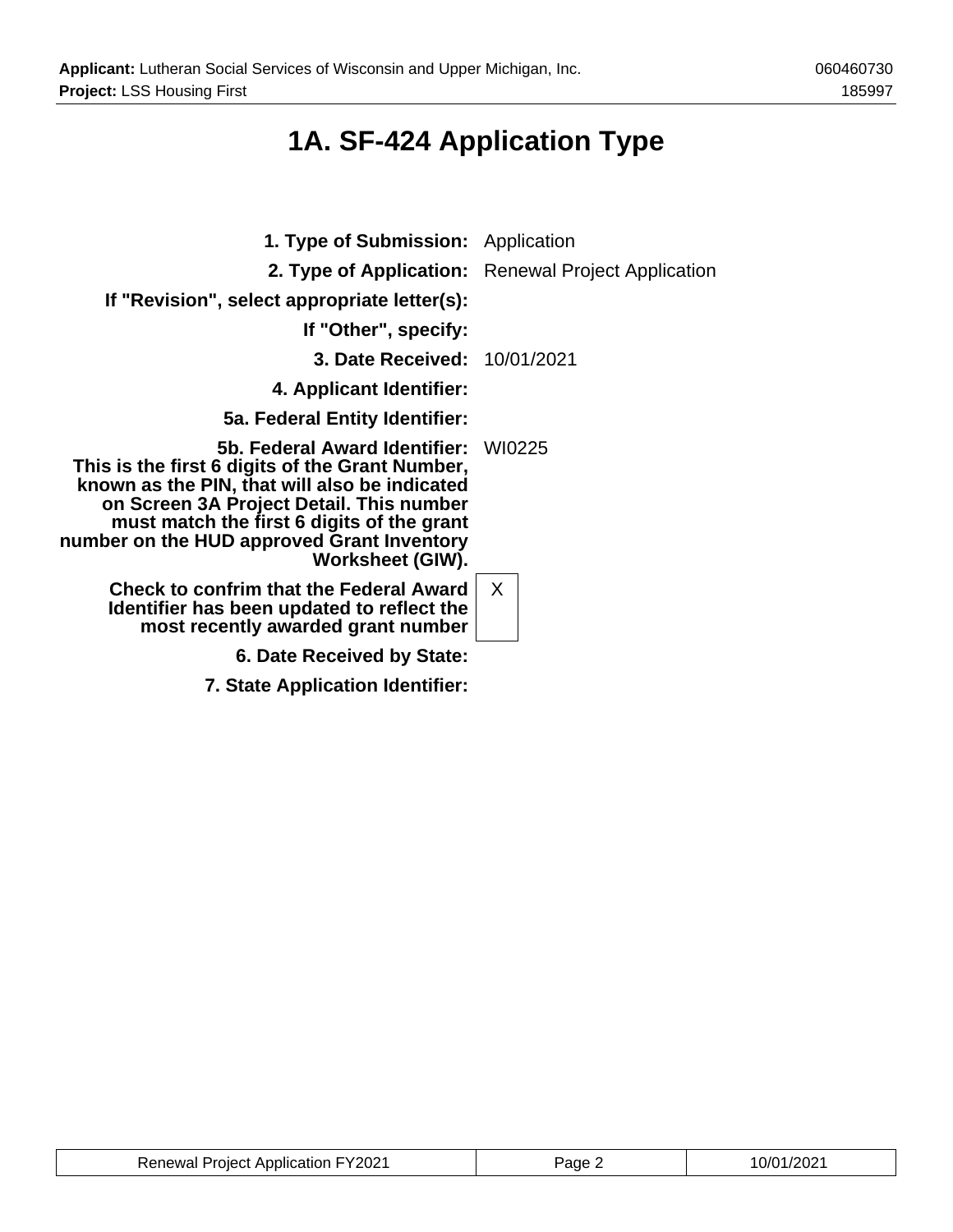# 1A. SF-424 Application Type

| | |
|---|---|
| **1. Type of Submission:** | Application |
| **2. Type of Application:** | Renewal Project Application |
| **If "Revision", select appropriate letter(s):** | |
| **If "Other", specify:** | |
| **3. Date Received:** | 10/01/2021 |
| **4. Applicant Identifier:** | |
| **5a. Federal Entity Identifier:** | |
| **5b. Federal Award Identifier: This is the first 6 digits of the Grant Number, known as the PIN, that will also be indicated on Screen 3A Project Detail. This number must match the first 6 digits of the grant number on the HUD approved Grant Inventory Worksheet (GIW).** | WI0225 |
| **Check to confrim that the Federal Award Identifier has been updated to reflect the most recently awarded grant number** | X |
| **6. Date Received by State:** | |
| **7. State Application Identifier:** | |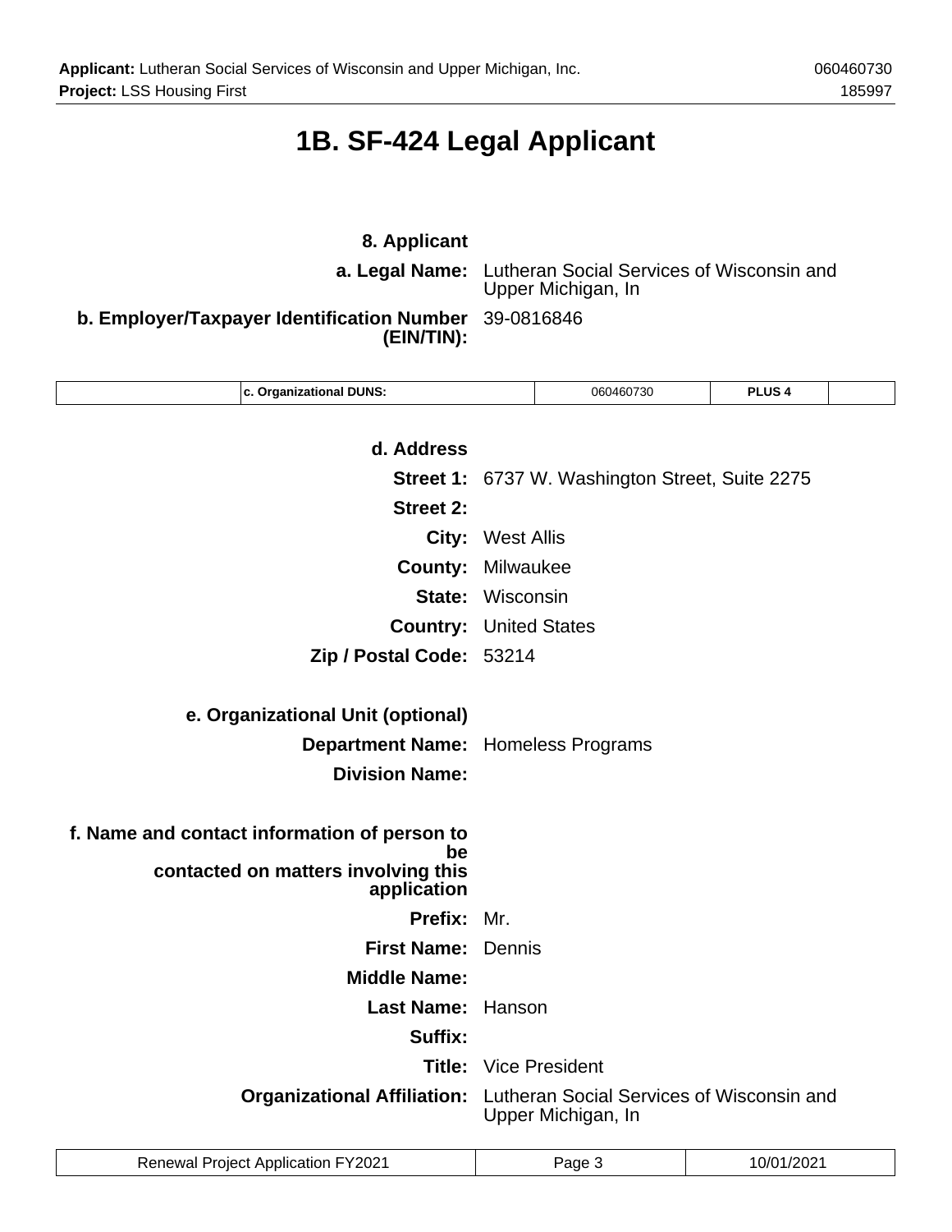# 1B. SF-424 Legal Applicant

**8. Applicant**

**a. Legal Name:** Lutheran Social Services of Wisconsin and Upper Michigan, In

**b. Employer/Taxpayer Identification Number (EIN/TIN):** 39-0816846

| | c. Organizational DUNS: | 060460730 | PLUS 4 | |
|---|---|---|---|---|

**d. Address**

**Street 1:** 6737 W. Washington Street, Suite 2275

**Street 2:**

**City:** West Allis

**County:** Milwaukee

**State:** Wisconsin

**Country:** United States

**Zip / Postal Code:** 53214

**e. Organizational Unit (optional)**

**Department Name:** Homeless Programs

**Division Name:**

**f. Name and contact information of person to be contacted on matters involving this application**

**Prefix:** Mr.

**First Name:** Dennis

**Middle Name:**

**Last Name:** Hanson

**Suffix:**

**Title:** Vice President

**Organizational Affiliation:** Lutheran Social Services of Wisconsin and Upper Michigan, In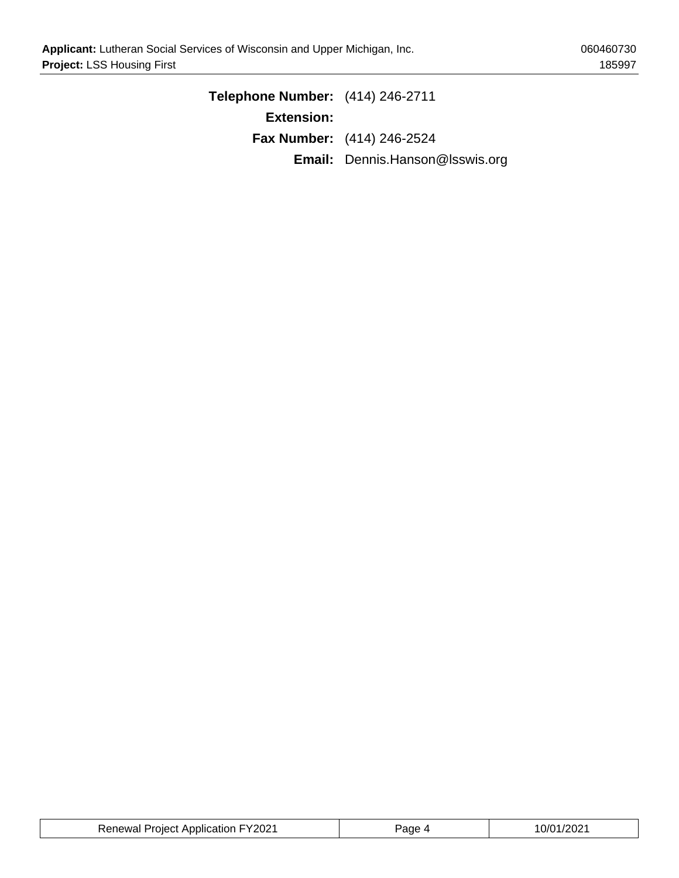**Telephone Number:** (414) 246-2711

**Extension:**

**Fax Number:** (414) 246-2524

**Email:** Dennis.Hanson@lsswis.org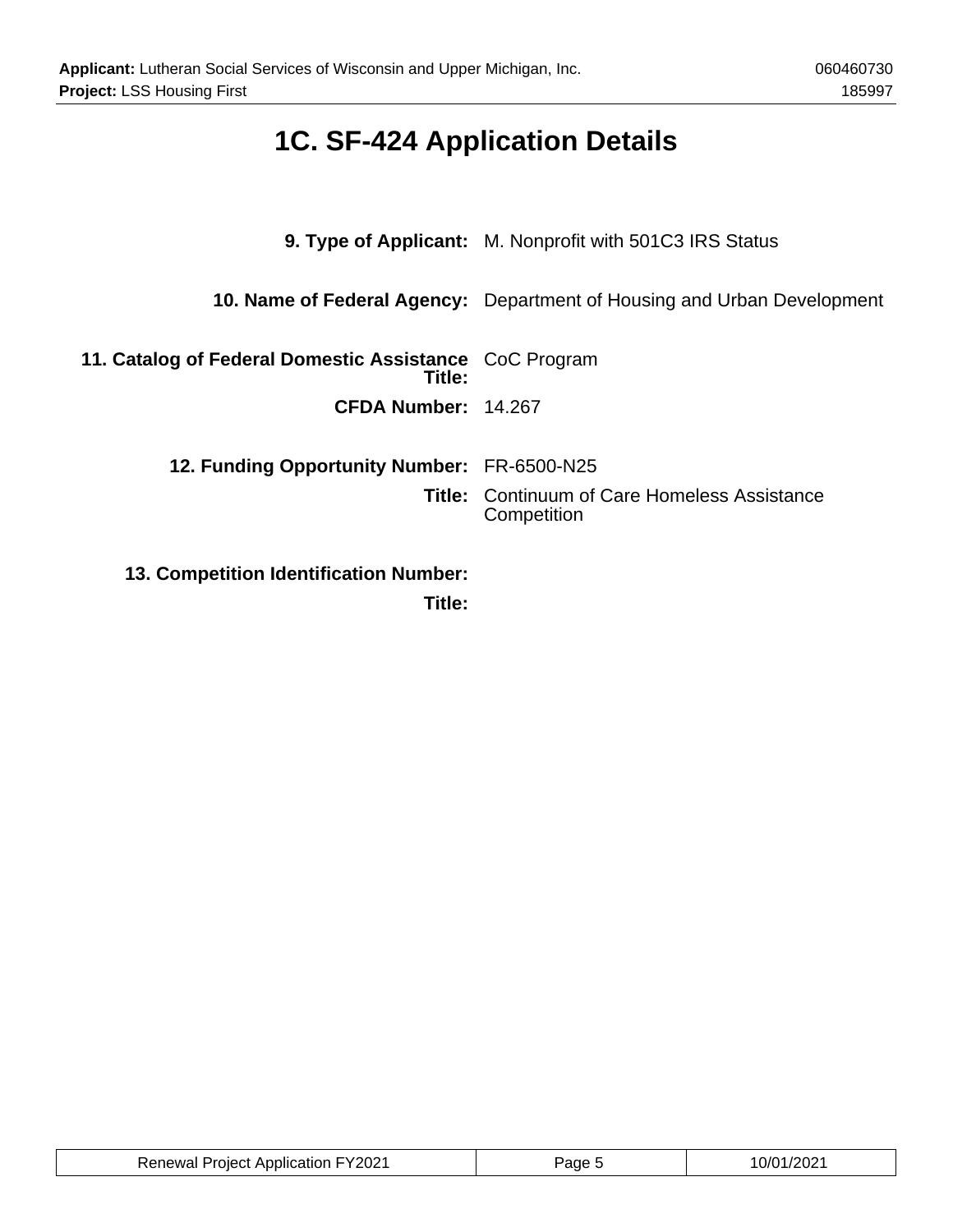# 1C. SF-424 Application Details

**9. Type of Applicant:** M. Nonprofit with 501C3 IRS Status

**10. Name of Federal Agency:** Department of Housing and Urban Development

**11. Catalog of Federal Domestic Assistance Title:** CoC Program

**CFDA Number:** 14.267

**12. Funding Opportunity Number:** FR-6500-N25

**Title:** Continuum of Care Homeless Assistance Competition

**13. Competition Identification Number:**

**Title:**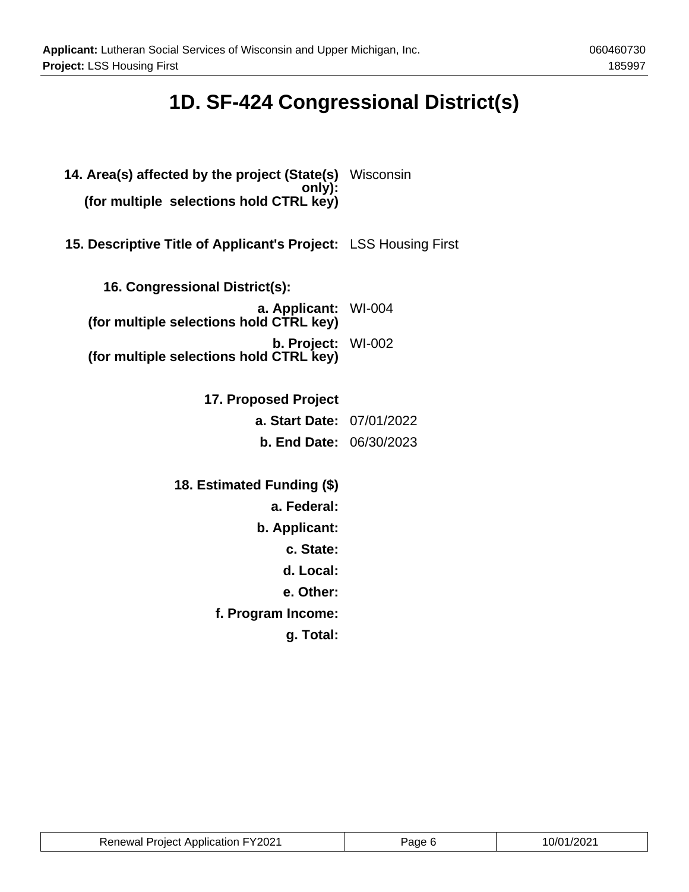# 1D. SF-424 Congressional District(s)

**14. Area(s) affected by the project (State(s) only):**
**(for multiple selections hold CTRL key)** Wisconsin

**15. Descriptive Title of Applicant's Project:** LSS Housing First

**16. Congressional District(s):**

**a. Applicant:**
**(for multiple selections hold CTRL key)** WI-004

**b. Project:**
**(for multiple selections hold CTRL key)** WI-002

**17. Proposed Project**

**a. Start Date:** 07/01/2022

**b. End Date:** 06/30/2023

**18. Estimated Funding ($)**

**a. Federal:**

**b. Applicant:**

**c. State:**

**d. Local:**

**e. Other:**

**f. Program Income:**

**g. Total:**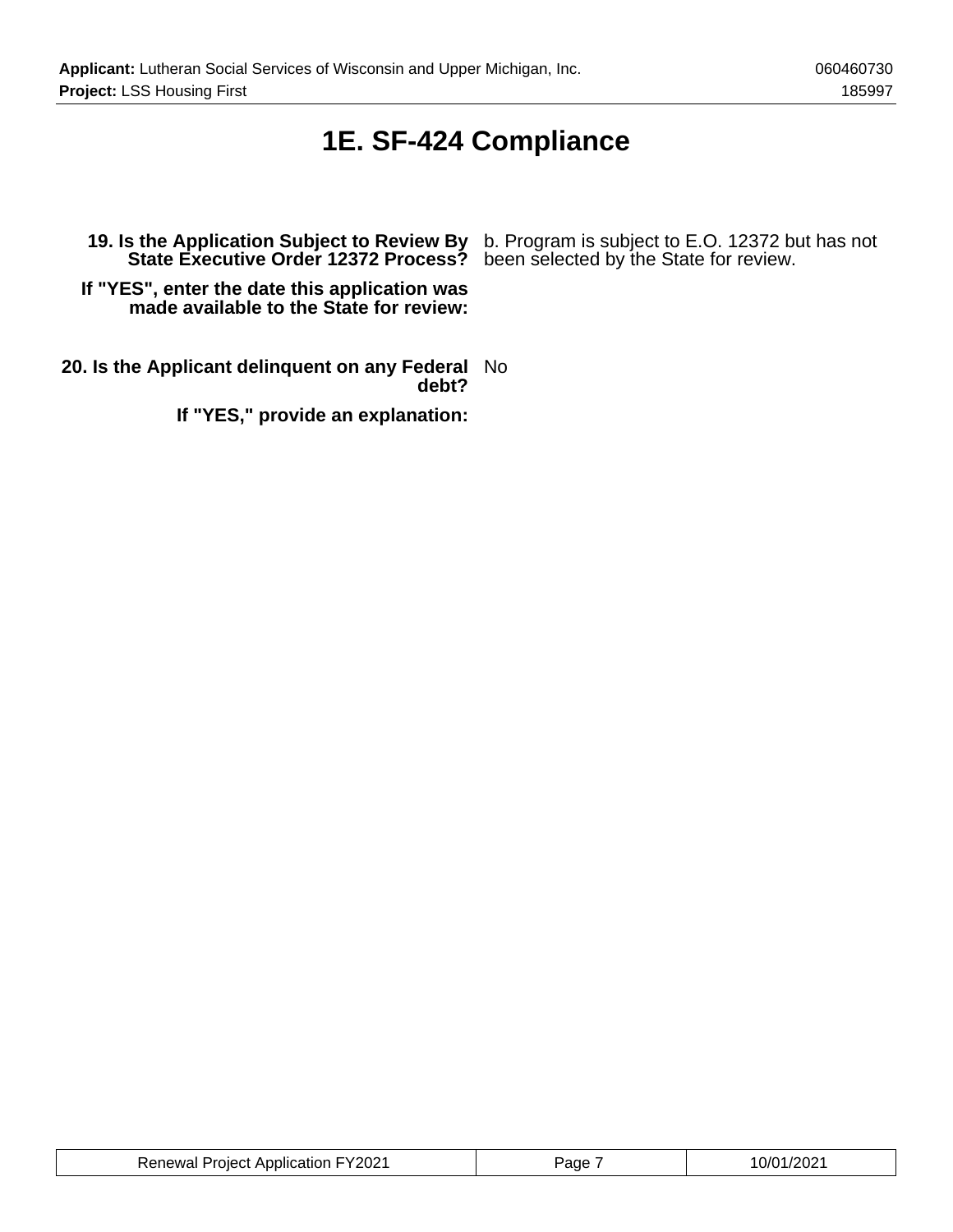# 1E. SF-424 Compliance

| | |
|---|---|
| **19. Is the Application Subject to Review By State Executive Order 12372 Process?** | b. Program is subject to E.O. 12372 but has not been selected by the State for review. |
| **If "YES", enter the date this application was made available to the State for review:** | |
| **20. Is the Applicant delinquent on any Federal debt?** | No |
| **If "YES," provide an explanation:** | |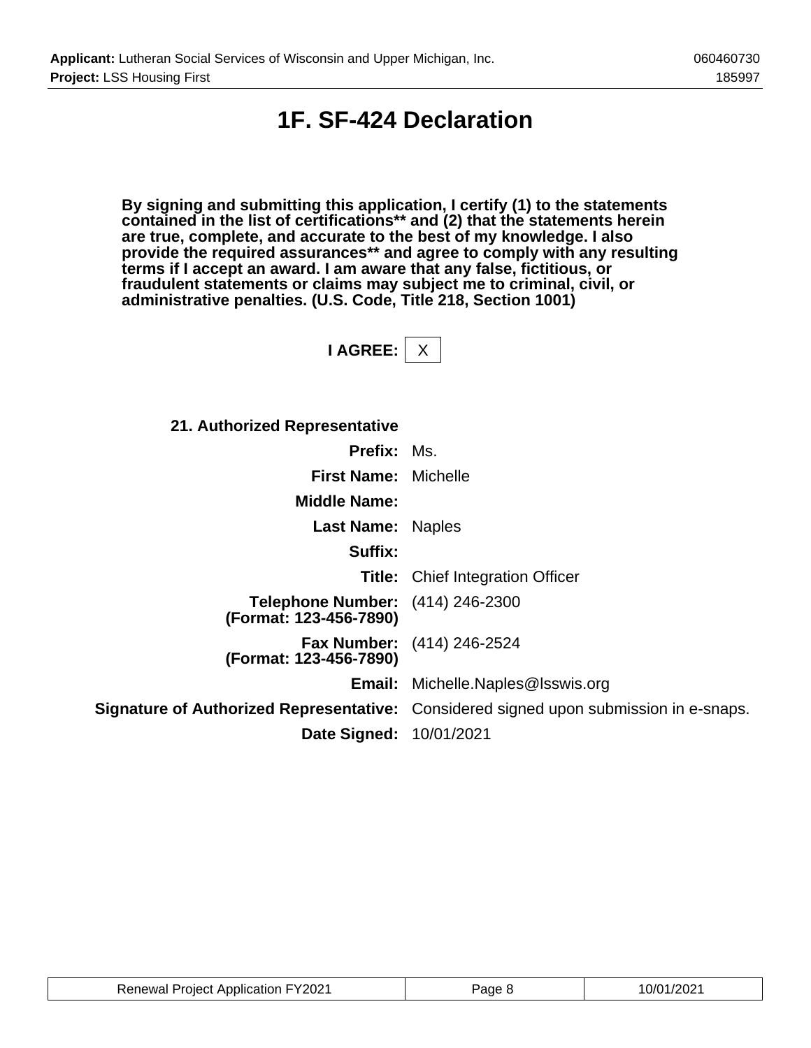# 1F. SF-424 Declaration

**By signing and submitting this application, I certify (1) to the statements contained in the list of certifications** and (2) that the statements herein are true, complete, and accurate to the best of my knowledge. I also provide the required assurances** and agree to comply with any resulting terms if I accept an award. I am aware that any false, fictitious, or fraudulent statements or claims may subject me to criminal, civil, or administrative penalties. (U.S. Code, Title 218, Section 1001)**

**I AGREE:** X

**21. Authorized Representative**

| | |
|---|---|
| **Prefix:** | Ms. |
| **First Name:** | Michelle |
| **Middle Name:** | |
| **Last Name:** | Naples |
| **Suffix:** | |
| **Title:** | Chief Integration Officer |
| **Telephone Number: (Format: 123-456-7890)** | (414) 246-2300 |
| **Fax Number: (Format: 123-456-7890)** | (414) 246-2524 |
| **Email:** | Michelle.Naples@lsswis.org |
| **Signature of Authorized Representative:** | Considered signed upon submission in e-snaps. |
| **Date Signed:** | 10/01/2021 |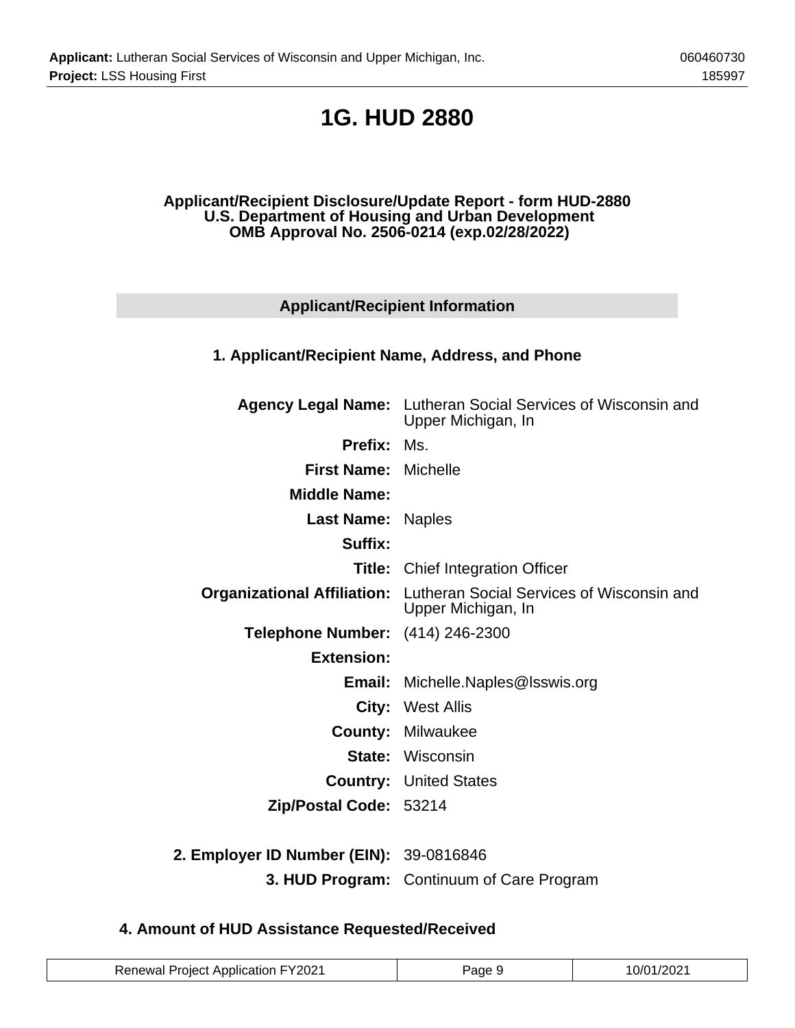# 1G. HUD 2880

**Applicant/Recipient Disclosure/Update Report - form HUD-2880**
**U.S. Department of Housing and Urban Development**
**OMB Approval No. 2506-0214 (exp.02/28/2022)**

## Applicant/Recipient Information

### 1. Applicant/Recipient Name, Address, and Phone

| | |
|---|---|
| **Agency Legal Name:** | Lutheran Social Services of Wisconsin and Upper Michigan, In |
| **Prefix:** | Ms. |
| **First Name:** | Michelle |
| **Middle Name:** | |
| **Last Name:** | Naples |
| **Suffix:** | |
| **Title:** | Chief Integration Officer |
| **Organizational Affiliation:** | Lutheran Social Services of Wisconsin and Upper Michigan, In |
| **Telephone Number:** | (414) 246-2300 |
| **Extension:** | |
| **Email:** | Michelle.Naples@lsswis.org |
| **City:** | West Allis |
| **County:** | Milwaukee |
| **State:** | Wisconsin |
| **Country:** | United States |
| **Zip/Postal Code:** | 53214 |
| **2. Employer ID Number (EIN):** | 39-0816846 |
| **3. HUD Program:** | Continuum of Care Program |

### 4. Amount of HUD Assistance Requested/Received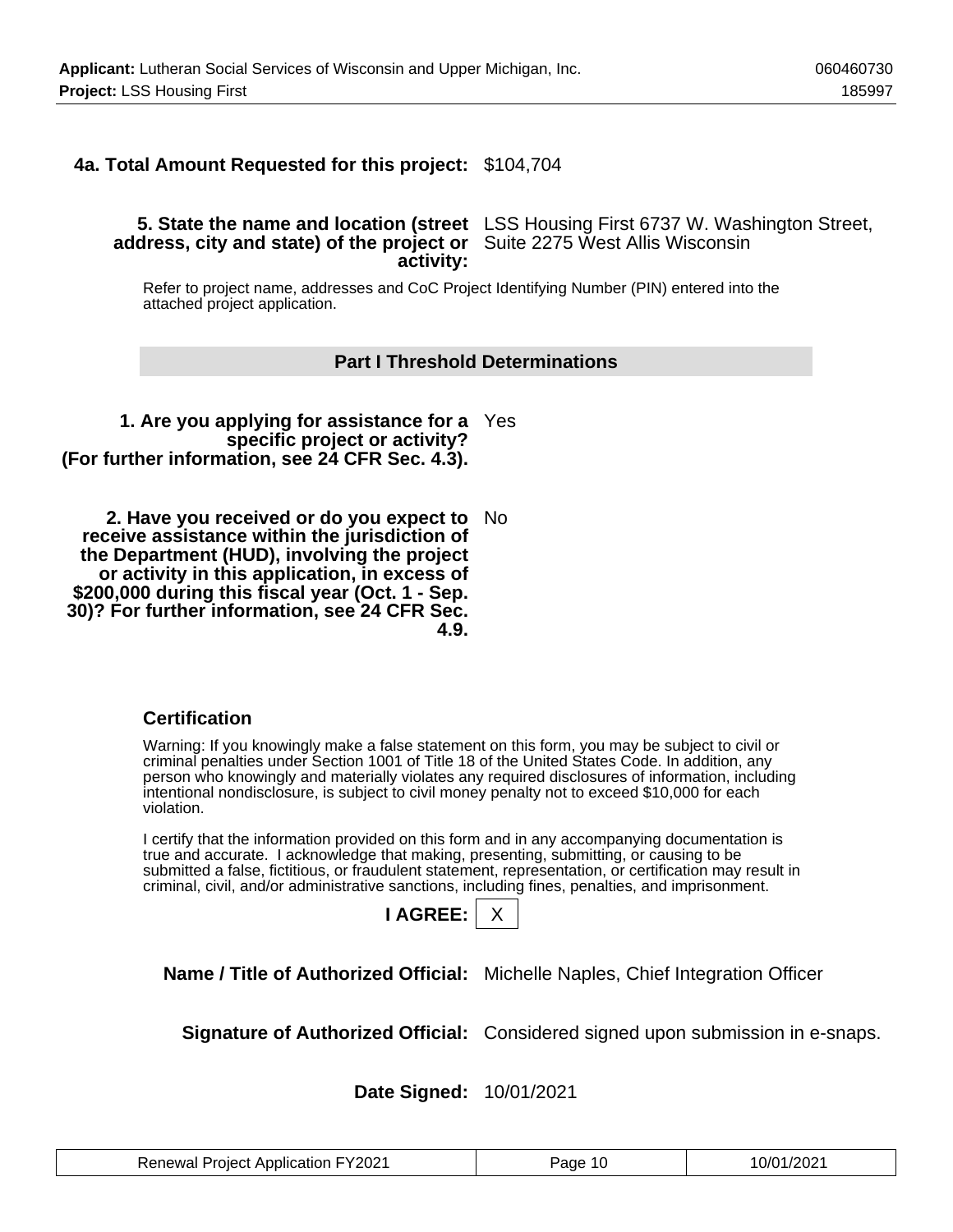**4a. Total Amount Requested for this project:** $104,704

**5. State the name and location (street address, city and state) of the project or activity:** LSS Housing First 6737 W. Washington Street, Suite 2275 West Allis Wisconsin

Refer to project name, addresses and CoC Project Identifying Number (PIN) entered into the attached project application.

## Part I Threshold Determinations

**1. Are you applying for assistance for a specific project or activity? (For further information, see 24 CFR Sec. 4.3).** Yes

**2. Have you received or do you expect to receive assistance within the jurisdiction of the Department (HUD), involving the project or activity in this application, in excess of $200,000 during this fiscal year (Oct. 1 - Sep. 30)? For further information, see 24 CFR Sec. 4.9.** No

### Certification

Warning: If you knowingly make a false statement on this form, you may be subject to civil or criminal penalties under Section 1001 of Title 18 of the United States Code. In addition, any person who knowingly and materially violates any required disclosures of information, including intentional nondisclosure, is subject to civil money penalty not to exceed $10,000 for each violation.

I certify that the information provided on this form and in any accompanying documentation is true and accurate. I acknowledge that making, presenting, submitting, or causing to be submitted a false, fictitious, or fraudulent statement, representation, or certification may result in criminal, civil, and/or administrative sanctions, including fines, penalties, and imprisonment.

**I AGREE:** X

**Name / Title of Authorized Official:** Michelle Naples, Chief Integration Officer

**Signature of Authorized Official:** Considered signed upon submission in e-snaps.

**Date Signed:** 10/01/2021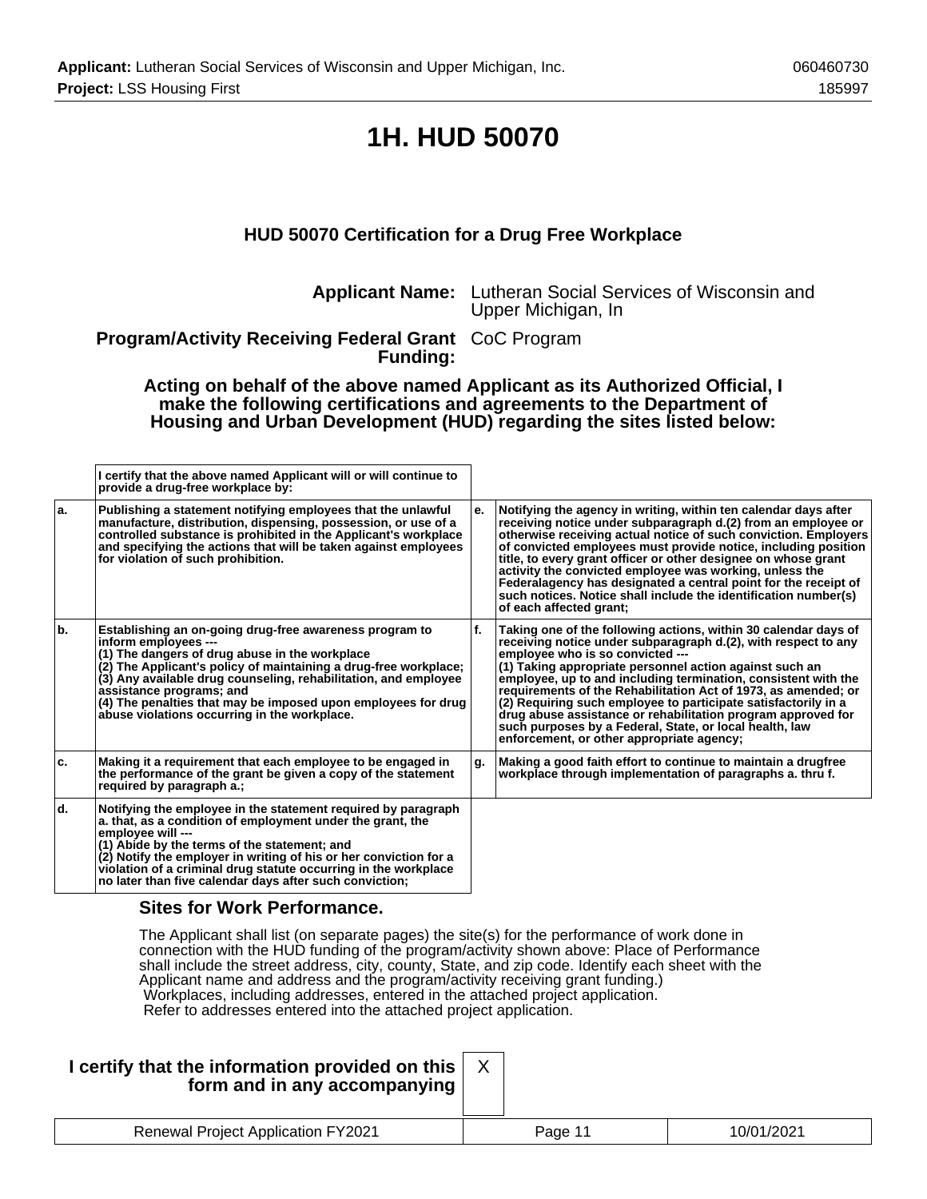# 1H. HUD 50070

### HUD 50070 Certification for a Drug Free Workplace

**Applicant Name:** Lutheran Social Services of Wisconsin and Upper Michigan, In

**Program/Activity Receiving Federal Grant Funding:** CoC Program

**Acting on behalf of the above named Applicant as its Authorized Official, I make the following certifications and agreements to the Department of Housing and Urban Development (HUD) regarding the sites listed below:**

| | I certify that the above named Applicant will or will continue to provide a drug-free workplace by: | | |
|---|---|---|---|
| a. | Publishing a statement notifying employees that the unlawful manufacture, distribution, dispensing, possession, or use of a controlled substance is prohibited in the Applicant's workplace and specifying the actions that will be taken against employees for violation of such prohibition. | e. | Notifying the agency in writing, within ten calendar days after receiving notice under subparagraph d.(2) from an employee or otherwise receiving actual notice of such conviction. Employers of convicted employees must provide notice, including position title, to every grant officer or other designee on whose grant activity the convicted employee was working, unless the Federalagency has designated a central point for the receipt of such notices. Notice shall include the identification number(s) of each affected grant; |
| b. | Establishing an on-going drug-free awareness program to inform employees ---<br>(1) The dangers of drug abuse in the workplace<br>(2) The Applicant's policy of maintaining a drug-free workplace;<br>(3) Any available drug counseling, rehabilitation, and employee assistance programs; and<br>(4) The penalties that may be imposed upon employees for drug abuse violations occurring in the workplace. | f. | Taking one of the following actions, within 30 calendar days of receiving notice under subparagraph d.(2), with respect to any employee who is so convicted ---<br>(1) Taking appropriate personnel action against such an employee, up to and including termination, consistent with the requirements of the Rehabilitation Act of 1973, as amended; or<br>(2) Requiring such employee to participate satisfactorily in a drug abuse assistance or rehabilitation program approved for such purposes by a Federal, State, or local health, law enforcement, or other appropriate agency; |
| c. | Making it a requirement that each employee to be engaged in the performance of the grant be given a copy of the statement required by paragraph a.; | g. | Making a good faith effort to continue to maintain a drugfree workplace through implementation of paragraphs a. thru f. |
| d. | Notifying the employee in the statement required by paragraph a. that, as a condition of employment under the grant, the employee will ---<br>(1) Abide by the terms of the statement; and<br>(2) Notify the employer in writing of his or her conviction for a violation of a criminal drug statute occurring in the workplace no later than five calendar days after such conviction; | | |

### Sites for Work Performance.

The Applicant shall list (on separate pages) the site(s) for the performance of work done in connection with the HUD funding of the program/activity shown above: Place of Performance shall include the street address, city, county, State, and zip code. Identify each sheet with the Applicant name and address and the program/activity receiving grant funding.)
Workplaces, including addresses, entered in the attached project application.
Refer to addresses entered into the attached project application.

**I certify that the information provided on this form and in any accompanying** X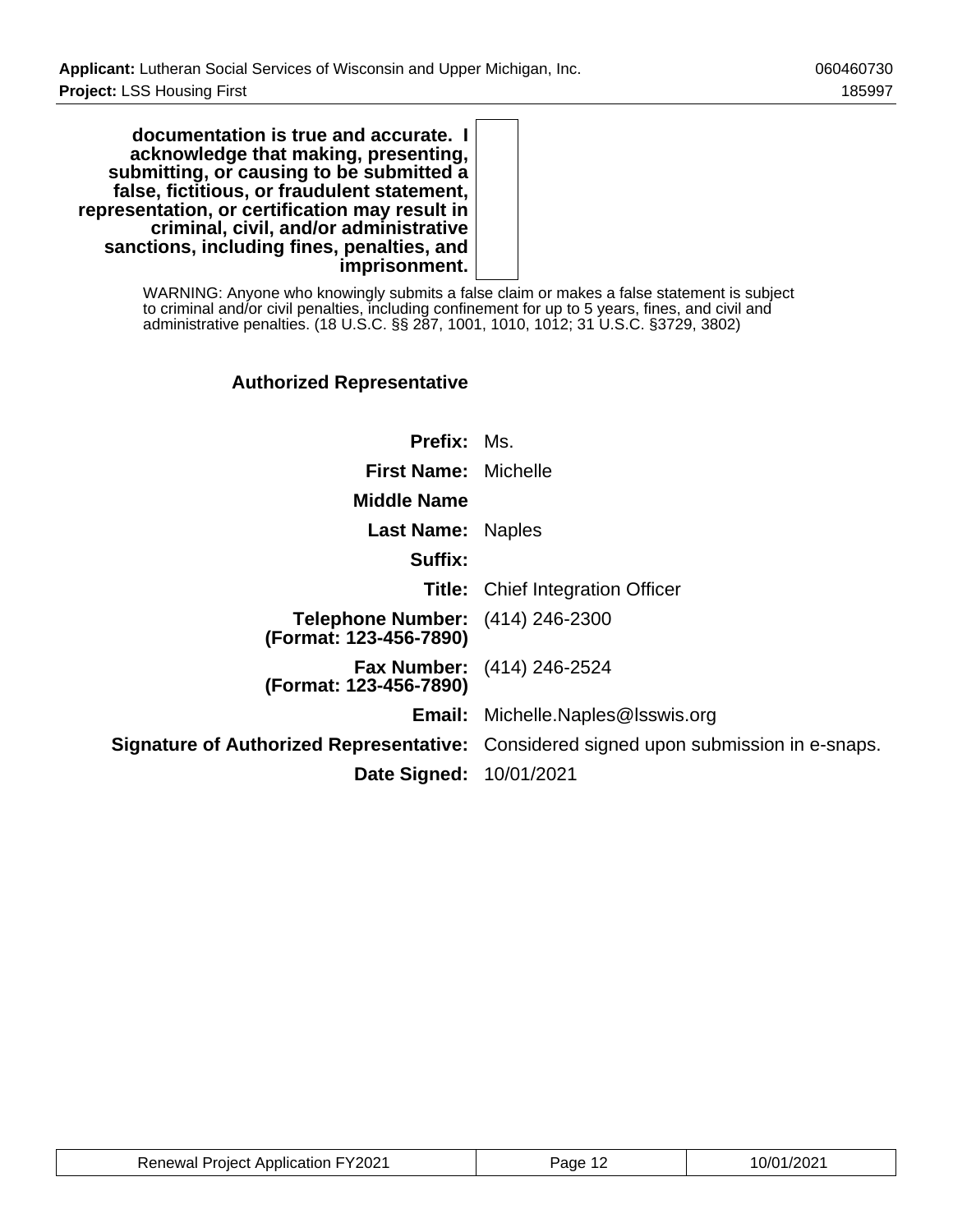**documentation is true and accurate. I acknowledge that making, presenting, submitting, or causing to be submitted a false, fictitious, or fraudulent statement, representation, or certification may result in criminal, civil, and/or administrative sanctions, including fines, penalties, and imprisonment.**

WARNING: Anyone who knowingly submits a false claim or makes a false statement is subject to criminal and/or civil penalties, including confinement for up to 5 years, fines, and civil and administrative penalties. (18 U.S.C. §§ 287, 1001, 1010, 1012; 31 U.S.C. §3729, 3802)

### Authorized Representative

| | |
|---|---|
| **Prefix:** | Ms. |
| **First Name:** | Michelle |
| **Middle Name** | |
| **Last Name:** | Naples |
| **Suffix:** | |
| **Title:** | Chief Integration Officer |
| **Telephone Number: (Format: 123-456-7890)** | (414) 246-2300 |
| **Fax Number: (Format: 123-456-7890)** | (414) 246-2524 |
| **Email:** | Michelle.Naples@lsswis.org |
| **Signature of Authorized Representative:** | Considered signed upon submission in e-snaps. |
| **Date Signed:** | 10/01/2021 |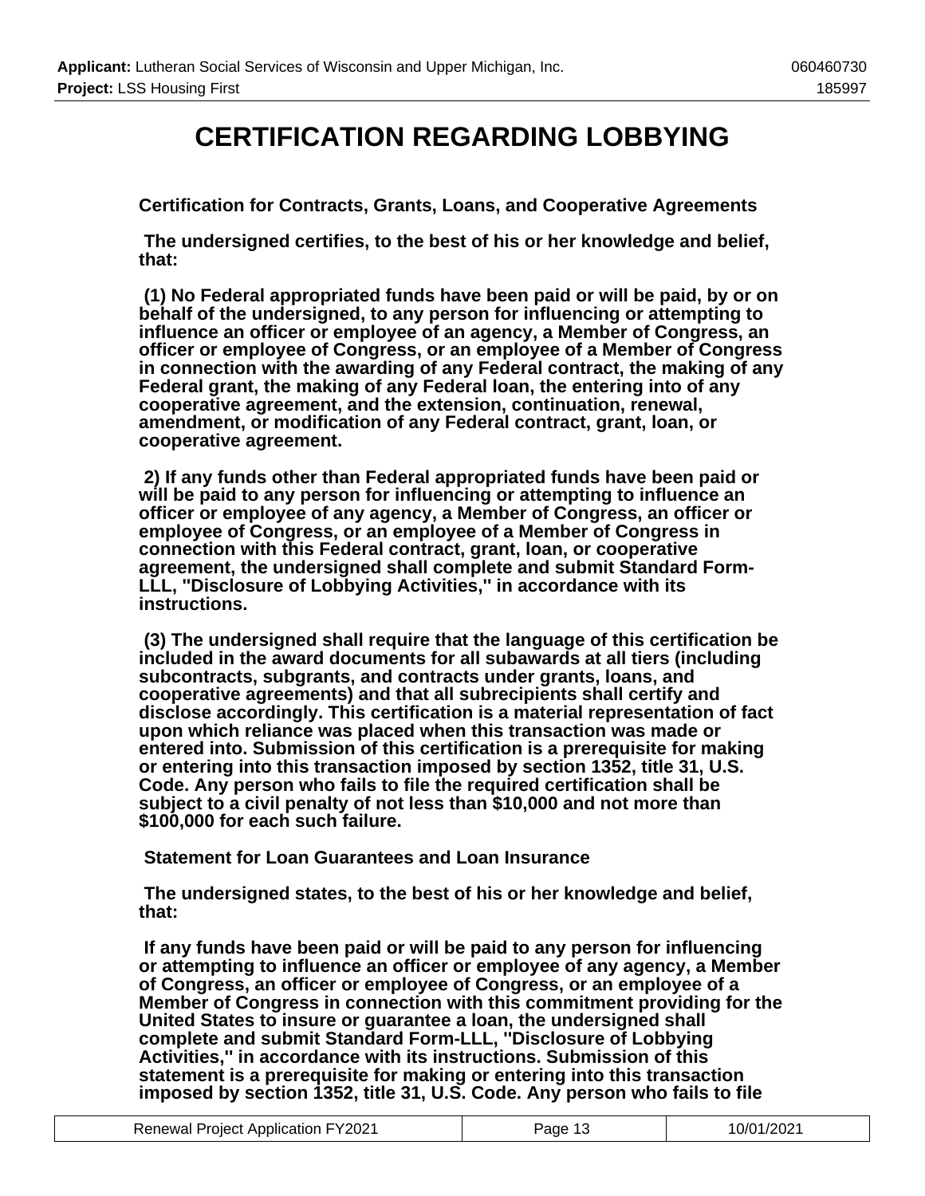# CERTIFICATION REGARDING LOBBYING

**Certification for Contracts, Grants, Loans, and Cooperative Agreements**

**The undersigned certifies, to the best of his or her knowledge and belief, that:**

**(1) No Federal appropriated funds have been paid or will be paid, by or on behalf of the undersigned, to any person for influencing or attempting to influence an officer or employee of an agency, a Member of Congress, an officer or employee of Congress, or an employee of a Member of Congress in connection with the awarding of any Federal contract, the making of any Federal grant, the making of any Federal loan, the entering into of any cooperative agreement, and the extension, continuation, renewal, amendment, or modification of any Federal contract, grant, loan, or cooperative agreement.**

**2) If any funds other than Federal appropriated funds have been paid or will be paid to any person for influencing or attempting to influence an officer or employee of any agency, a Member of Congress, an officer or employee of Congress, or an employee of a Member of Congress in connection with this Federal contract, grant, loan, or cooperative agreement, the undersigned shall complete and submit Standard Form-LLL, "Disclosure of Lobbying Activities," in accordance with its instructions.**

**(3) The undersigned shall require that the language of this certification be included in the award documents for all subawards at all tiers (including subcontracts, subgrants, and contracts under grants, loans, and cooperative agreements) and that all subrecipients shall certify and disclose accordingly. This certification is a material representation of fact upon which reliance was placed when this transaction was made or entered into. Submission of this certification is a prerequisite for making or entering into this transaction imposed by section 1352, title 31, U.S. Code. Any person who fails to file the required certification shall be subject to a civil penalty of not less than $10,000 and not more than $100,000 for each such failure.**

**Statement for Loan Guarantees and Loan Insurance**

**The undersigned states, to the best of his or her knowledge and belief, that:**

**If any funds have been paid or will be paid to any person for influencing or attempting to influence an officer or employee of any agency, a Member of Congress, an officer or employee of Congress, or an employee of a Member of Congress in connection with this commitment providing for the United States to insure or guarantee a loan, the undersigned shall complete and submit Standard Form-LLL, "Disclosure of Lobbying Activities," in accordance with its instructions. Submission of this statement is a prerequisite for making or entering into this transaction imposed by section 1352, title 31, U.S. Code. Any person who fails to file**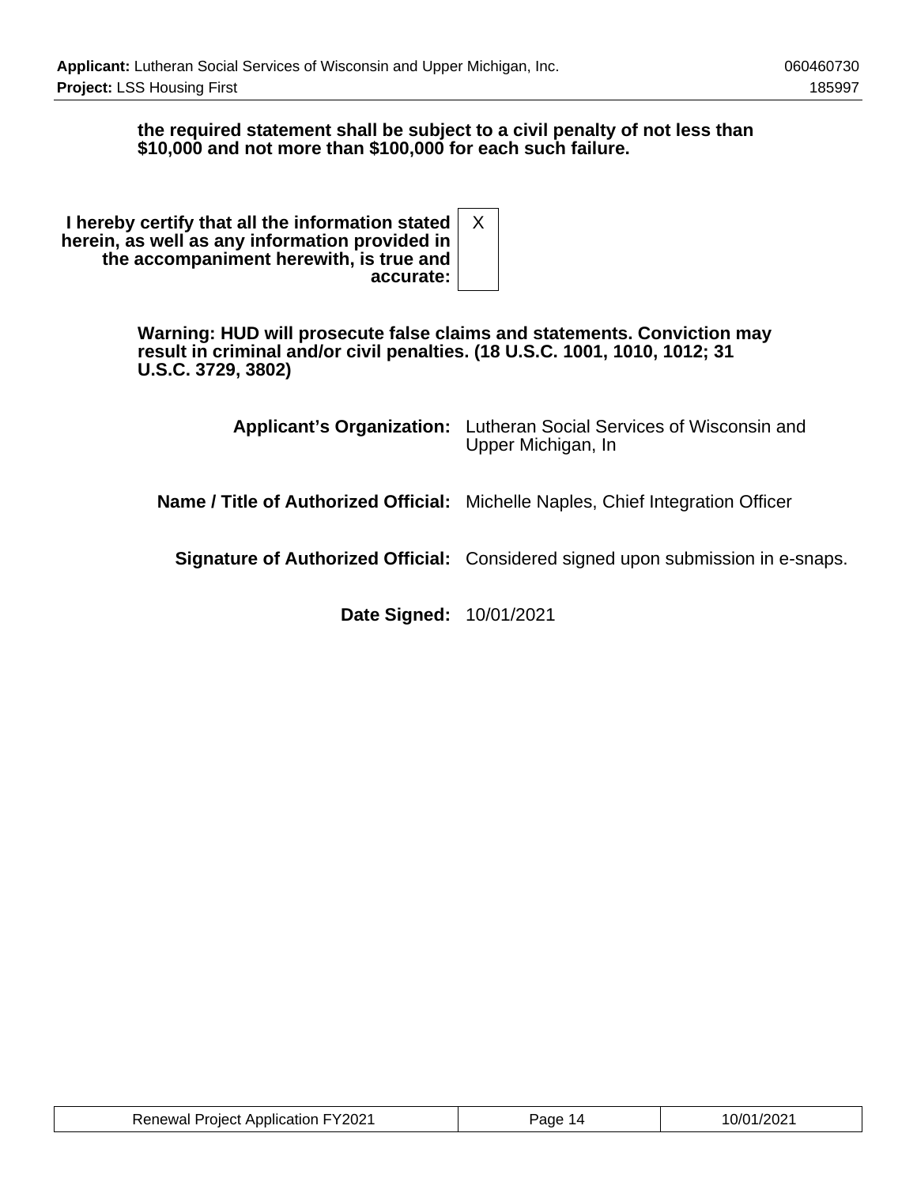**the required statement shall be subject to a civil penalty of not less than $10,000 and not more than $100,000 for each such failure.**

| | |
|---|---|
| **I hereby certify that all the information stated herein, as well as any information provided in the accompaniment herewith, is true and accurate:** | X |

**Warning: HUD will prosecute false claims and statements. Conviction may result in criminal and/or civil penalties. (18 U.S.C. 1001, 1010, 1012; 31 U.S.C. 3729, 3802)**

| | |
|---|---|
| **Applicant's Organization:** | Lutheran Social Services of Wisconsin and Upper Michigan, In |
| **Name / Title of Authorized Official:** | Michelle Naples, Chief Integration Officer |
| **Signature of Authorized Official:** | Considered signed upon submission in e-snaps. |
| **Date Signed:** | 10/01/2021 |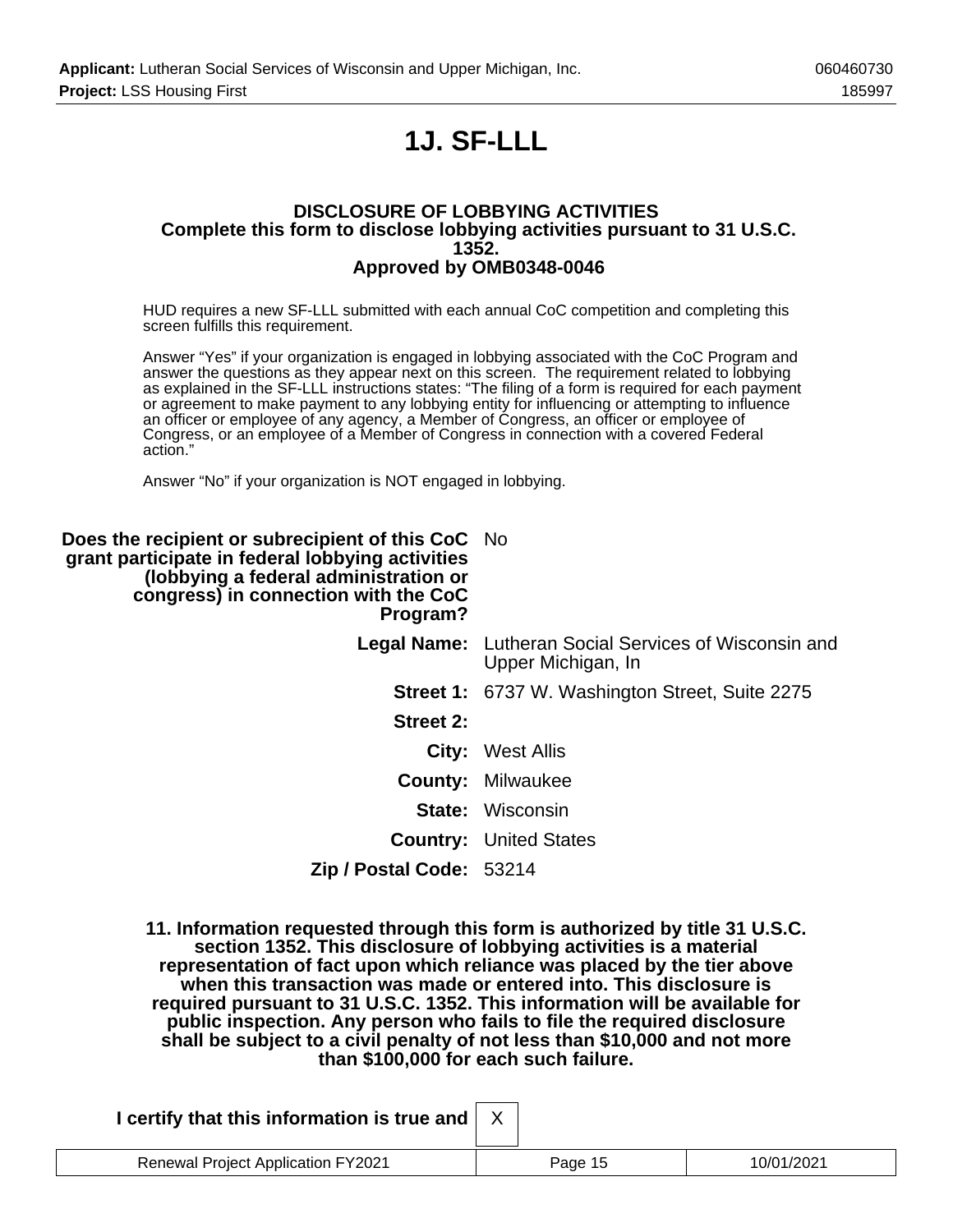# 1J. SF-LLL

**DISCLOSURE OF LOBBYING ACTIVITIES**
**Complete this form to disclose lobbying activities pursuant to 31 U.S.C. 1352.**
**Approved by OMB0348-0046**

HUD requires a new SF-LLL submitted with each annual CoC competition and completing this screen fulfills this requirement.

Answer "Yes" if your organization is engaged in lobbying associated with the CoC Program and answer the questions as they appear next on this screen. The requirement related to lobbying as explained in the SF-LLL instructions states: "The filing of a form is required for each payment or agreement to make payment to any lobbying entity for influencing or attempting to influence an officer or employee of any agency, a Member of Congress, an officer or employee of Congress, or an employee of a Member of Congress in connection with a covered Federal action."

Answer "No" if your organization is NOT engaged in lobbying.

| | |
|---|---|
| **Does the recipient or subrecipient of this CoC grant participate in federal lobbying activities (lobbying a federal administration or congress) in connection with the CoC Program?** | No |
| **Legal Name:** | Lutheran Social Services of Wisconsin and Upper Michigan, In |
| **Street 1:** | 6737 W. Washington Street, Suite 2275 |
| **Street 2:** | |
| **City:** | West Allis |
| **County:** | Milwaukee |
| **State:** | Wisconsin |
| **Country:** | United States |
| **Zip / Postal Code:** | 53214 |

**11. Information requested through this form is authorized by title 31 U.S.C. section 1352. This disclosure of lobbying activities is a material representation of fact upon which reliance was placed by the tier above when this transaction was made or entered into. This disclosure is required pursuant to 31 U.S.C. 1352. This information will be available for public inspection. Any person who fails to file the required disclosure shall be subject to a civil penalty of not less than $10,000 and not more than $100,000 for each such failure.**

**I certify that this information is true and** X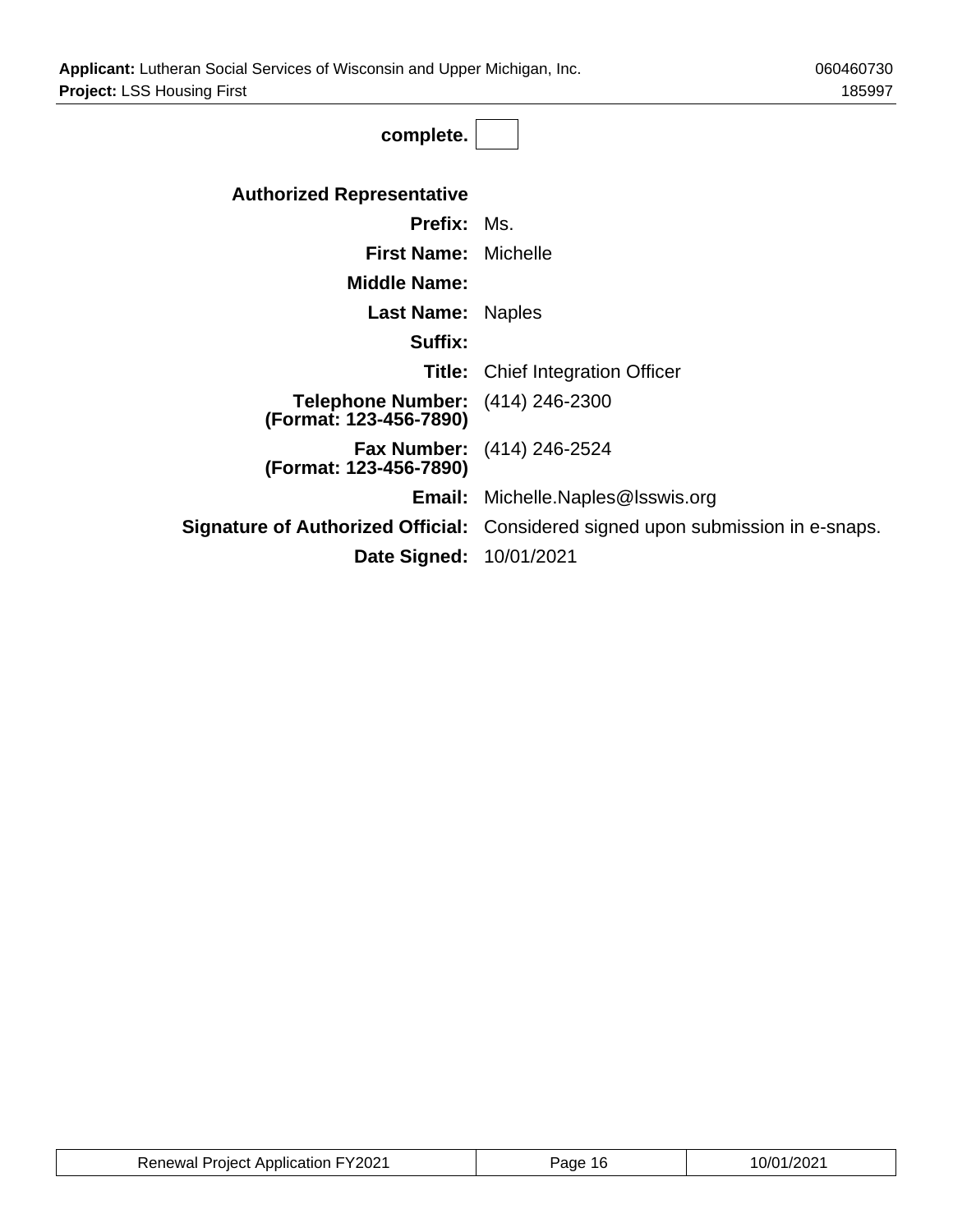**complete.** ☐

**Authorized Representative**

| | |
|---|---|
| **Prefix:** | Ms. |
| **First Name:** | Michelle |
| **Middle Name:** | |
| **Last Name:** | Naples |
| **Suffix:** | |
| **Title:** | Chief Integration Officer |
| **Telephone Number: (Format: 123-456-7890)** | (414) 246-2300 |
| **Fax Number: (Format: 123-456-7890)** | (414) 246-2524 |
| **Email:** | Michelle.Naples@lsswis.org |
| **Signature of Authorized Official:** | Considered signed upon submission in e-snaps. |
| **Date Signed:** | 10/01/2021 |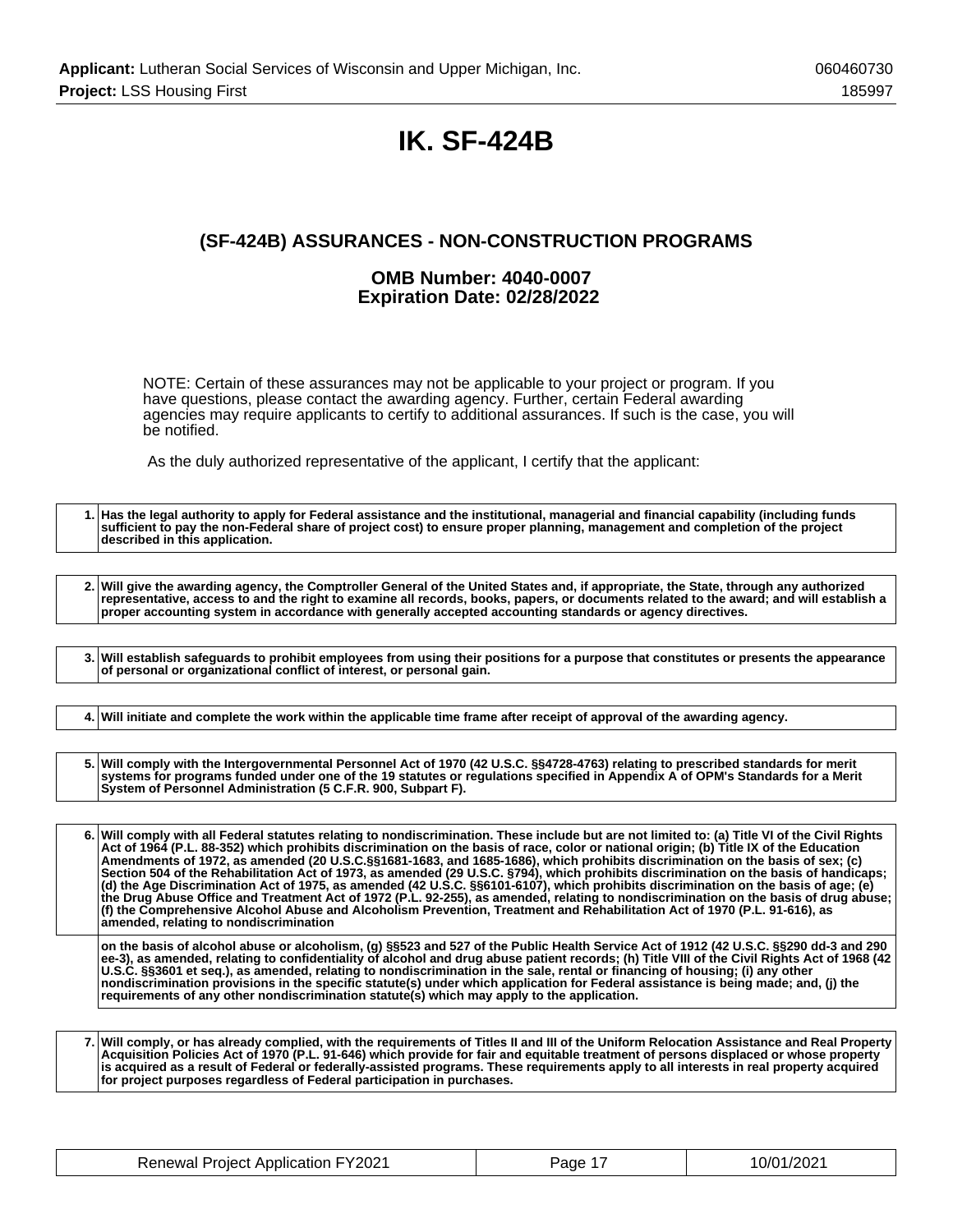# IK. SF-424B

## (SF-424B) ASSURANCES - NON-CONSTRUCTION PROGRAMS

### OMB Number: 4040-0007
### Expiration Date: 02/28/2022

NOTE: Certain of these assurances may not be applicable to your project or program. If you have questions, please contact the awarding agency. Further, certain Federal awarding agencies may require applicants to certify to additional assurances. If such is the case, you will be notified.

As the duly authorized representative of the applicant, I certify that the applicant:

| | |
|---|---|
| 1. | **Has the legal authority to apply for Federal assistance and the institutional, managerial and financial capability (including funds sufficient to pay the non-Federal share of project cost) to ensure proper planning, management and completion of the project described in this application.** |

| | |
|---|---|
| 2. | **Will give the awarding agency, the Comptroller General of the United States and, if appropriate, the State, through any authorized representative, access to and the right to examine all records, books, papers, or documents related to the award; and will establish a proper accounting system in accordance with generally accepted accounting standards or agency directives.** |

| | |
|---|---|
| 3. | **Will establish safeguards to prohibit employees from using their positions for a purpose that constitutes or presents the appearance of personal or organizational conflict of interest, or personal gain.** |

| | |
|---|---|
| 4. | **Will initiate and complete the work within the applicable time frame after receipt of approval of the awarding agency.** |

| | |
|---|---|
| 5. | **Will comply with the Intergovernmental Personnel Act of 1970 (42 U.S.C. §§4728-4763) relating to prescribed standards for merit systems for programs funded under one of the 19 statutes or regulations specified in Appendix A of OPM's Standards for a Merit System of Personnel Administration (5 C.F.R. 900, Subpart F).** |

| | |
|---|---|
| 6. | **Will comply with all Federal statutes relating to nondiscrimination. These include but are not limited to: (a) Title VI of the Civil Rights Act of 1964 (P.L. 88-352) which prohibits discrimination on the basis of race, color or national origin; (b) Title IX of the Education Amendments of 1972, as amended (20 U.S.C.§§1681-1683, and 1685-1686), which prohibits discrimination on the basis of sex; (c) Section 504 of the Rehabilitation Act of 1973, as amended (29 U.S.C. §794), which prohibits discrimination on the basis of handicaps; (d) the Age Discrimination Act of 1975, as amended (42 U.S.C. §§6101-6107), which prohibits discrimination on the basis of age; (e) the Drug Abuse Office and Treatment Act of 1972 (P.L. 92-255), as amended, relating to nondiscrimination on the basis of drug abuse; (f) the Comprehensive Alcohol Abuse and Alcoholism Prevention, Treatment and Rehabilitation Act of 1970 (P.L. 91-616), as amended, relating to nondiscrimination** |
| | **on the basis of alcohol abuse or alcoholism, (g) §§523 and 527 of the Public Health Service Act of 1912 (42 U.S.C. §§290 dd-3 and 290 ee-3), as amended, relating to confidentiality of alcohol and drug abuse patient records; (h) Title VIII of the Civil Rights Act of 1968 (42 U.S.C. §§3601 et seq.), as amended, relating to nondiscrimination in the sale, rental or financing of housing; (i) any other nondiscrimination provisions in the specific statute(s) under which application for Federal assistance is being made; and, (j) the requirements of any other nondiscrimination statute(s) which may apply to the application.** |

| | |
|---|---|
| 7. | **Will comply, or has already complied, with the requirements of Titles II and III of the Uniform Relocation Assistance and Real Property Acquisition Policies Act of 1970 (P.L. 91-646) which provide for fair and equitable treatment of persons displaced or whose property is acquired as a result of Federal or federally-assisted programs. These requirements apply to all interests in real property acquired for project purposes regardless of Federal participation in purchases.** |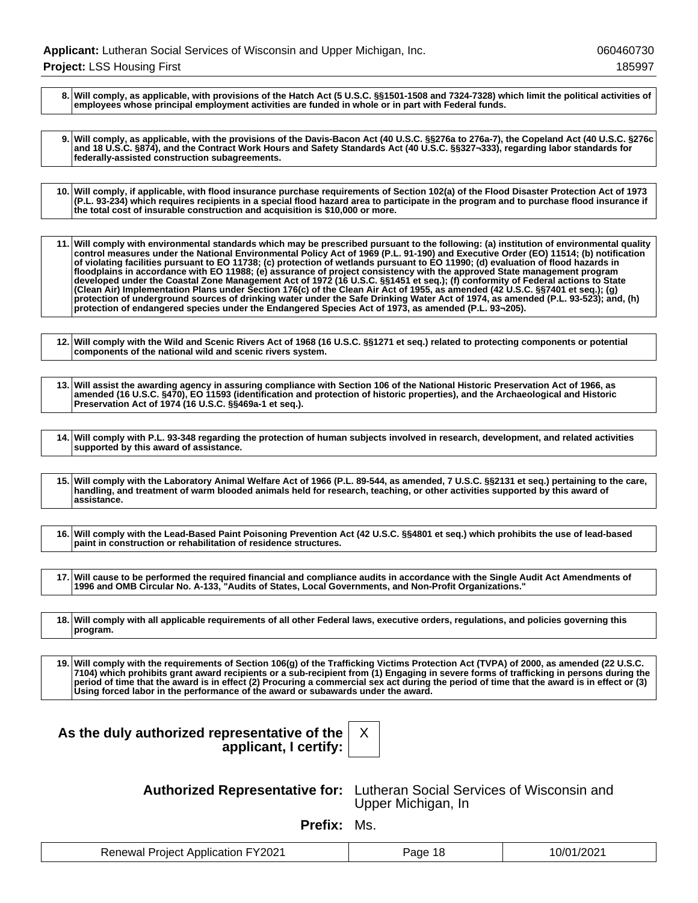| | |
|---|---|
| 8. | Will comply, as applicable, with provisions of the Hatch Act (5 U.S.C. §§1501-1508 and 7324-7328) which limit the political activities of employees whose principal employment activities are funded in whole or in part with Federal funds. |

| | |
|---|---|
| 9. | Will comply, as applicable, with the provisions of the Davis-Bacon Act (40 U.S.C. §§276a to 276a-7), the Copeland Act (40 U.S.C. §276c and 18 U.S.C. §874), and the Contract Work Hours and Safety Standards Act (40 U.S.C. §§327¬333), regarding labor standards for federally-assisted construction subagreements. |

| | |
|---|---|
| 10. | Will comply, if applicable, with flood insurance purchase requirements of Section 102(a) of the Flood Disaster Protection Act of 1973 (P.L. 93-234) which requires recipients in a special flood hazard area to participate in the program and to purchase flood insurance if the total cost of insurable construction and acquisition is $10,000 or more. |

| | |
|---|---|
| 11. | Will comply with environmental standards which may be prescribed pursuant to the following: (a) institution of environmental quality control measures under the National Environmental Policy Act of 1969 (P.L. 91-190) and Executive Order (EO) 11514; (b) notification of violating facilities pursuant to EO 11738; (c) protection of wetlands pursuant to EO 11990; (d) evaluation of flood hazards in floodplains in accordance with EO 11988; (e) assurance of project consistency with the approved State management program developed under the Coastal Zone Management Act of 1972 (16 U.S.C. §§1451 et seq.); (f) conformity of Federal actions to State (Clean Air) Implementation Plans under Section 176(c) of the Clean Air Act of 1955, as amended (42 U.S.C. §§7401 et seq.); (g) protection of underground sources of drinking water under the Safe Drinking Water Act of 1974, as amended (P.L. 93-523); and, (h) protection of endangered species under the Endangered Species Act of 1973, as amended (P.L. 93¬205). |

| | |
|---|---|
| 12. | Will comply with the Wild and Scenic Rivers Act of 1968 (16 U.S.C. §§1271 et seq.) related to protecting components or potential components of the national wild and scenic rivers system. |

| | |
|---|---|
| 13. | Will assist the awarding agency in assuring compliance with Section 106 of the National Historic Preservation Act of 1966, as amended (16 U.S.C. §470), EO 11593 (identification and protection of historic properties), and the Archaeological and Historic Preservation Act of 1974 (16 U.S.C. §§469a-1 et seq.). |

| | |
|---|---|
| 14. | Will comply with P.L. 93-348 regarding the protection of human subjects involved in research, development, and related activities supported by this award of assistance. |

| | |
|---|---|
| 15. | Will comply with the Laboratory Animal Welfare Act of 1966 (P.L. 89-544, as amended, 7 U.S.C. §§2131 et seq.) pertaining to the care, handling, and treatment of warm blooded animals held for research, teaching, or other activities supported by this award of assistance. |

| | |
|---|---|
| 16. | Will comply with the Lead-Based Paint Poisoning Prevention Act (42 U.S.C. §§4801 et seq.) which prohibits the use of lead-based paint in construction or rehabilitation of residence structures. |

| | |
|---|---|
| 17. | Will cause to be performed the required financial and compliance audits in accordance with the Single Audit Act Amendments of 1996 and OMB Circular No. A-133, "Audits of States, Local Governments, and Non-Profit Organizations." |

| | |
|---|---|
| 18. | Will comply with all applicable requirements of all other Federal laws, executive orders, regulations, and policies governing this program. |

| | |
|---|---|
| 19. | Will comply with the requirements of Section 106(g) of the Trafficking Victims Protection Act (TVPA) of 2000, as amended (22 U.S.C. 7104) which prohibits grant award recipients or a sub-recipient from (1) Engaging in severe forms of trafficking in persons during the period of time that the award is in effect (2) Procuring a commercial sex act during the period of time that the award is in effect or (3) Using forced labor in the performance of the award or subawards under the award. |

**As the duly authorized representative of the applicant, I certify:** X

**Authorized Representative for:** Lutheran Social Services of Wisconsin and Upper Michigan, In

**Prefix:** Ms.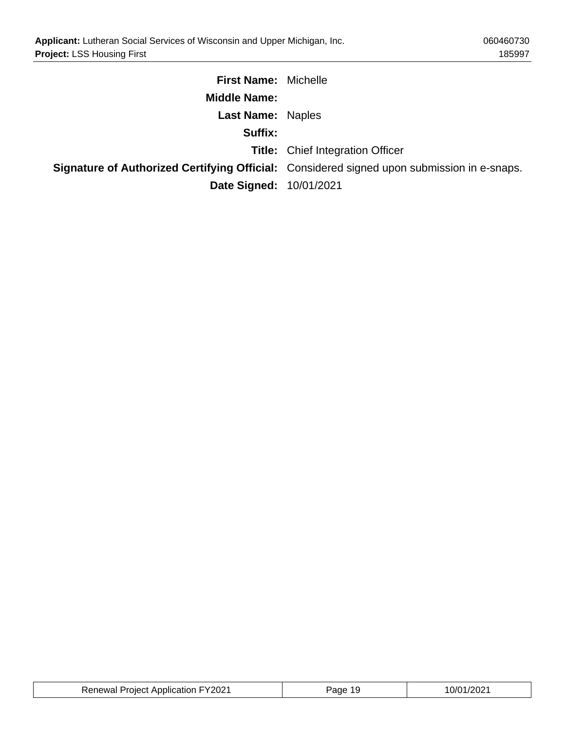**First Name:** Michelle

**Middle Name:**

**Last Name:** Naples

**Suffix:**

**Title:** Chief Integration Officer

**Signature of Authorized Certifying Official:** Considered signed upon submission in e-snaps.

**Date Signed:** 10/01/2021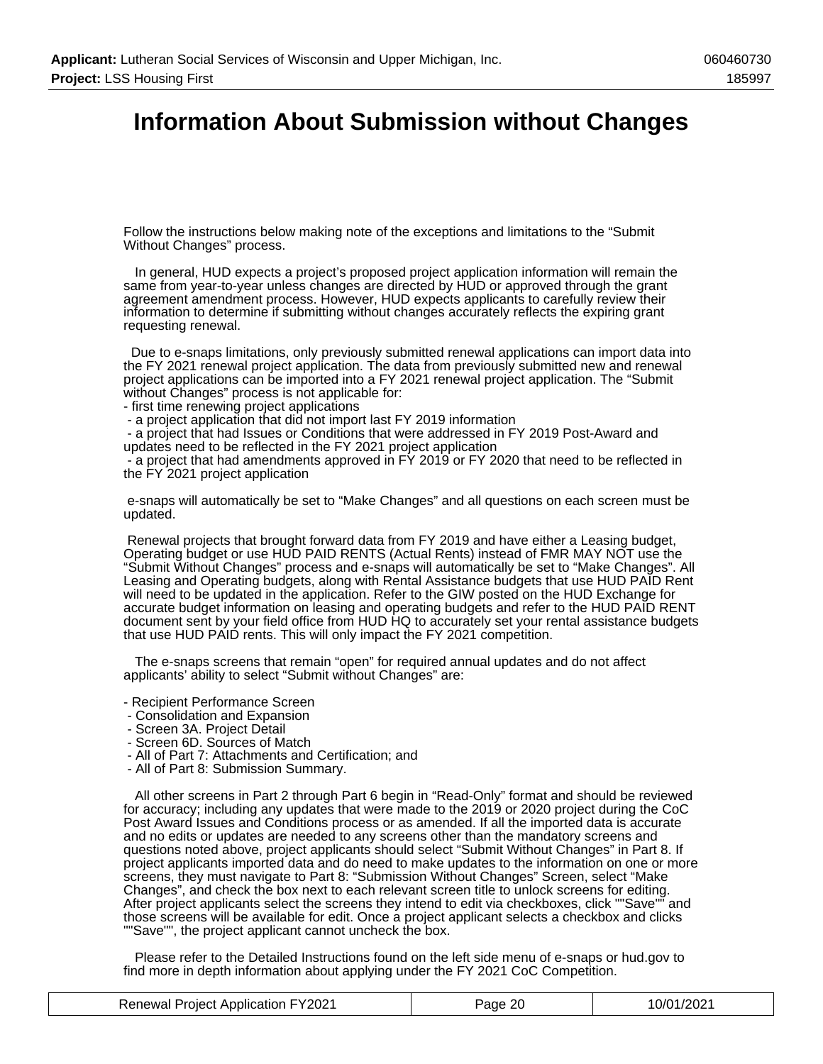# Information About Submission without Changes

Follow the instructions below making note of the exceptions and limitations to the “Submit Without Changes” process.

In general, HUD expects a project’s proposed project application information will remain the same from year-to-year unless changes are directed by HUD or approved through the grant agreement amendment process. However, HUD expects applicants to carefully review their information to determine if submitting without changes accurately reflects the expiring grant requesting renewal.

Due to e-snaps limitations, only previously submitted renewal applications can import data into the FY 2021 renewal project application. The data from previously submitted new and renewal project applications can be imported into a FY 2021 renewal project application. The “Submit without Changes” process is not applicable for:

- first time renewing project applications
- a project application that did not import last FY 2019 information
- a project that had Issues or Conditions that were addressed in FY 2019 Post-Award and updates need to be reflected in the FY 2021 project application
- a project that had amendments approved in FY 2019 or FY 2020 that need to be reflected in the FY 2021 project application

e-snaps will automatically be set to “Make Changes” and all questions on each screen must be updated.

Renewal projects that brought forward data from FY 2019 and have either a Leasing budget, Operating budget or use HUD PAID RENTS (Actual Rents) instead of FMR MAY NOT use the “Submit Without Changes” process and e-snaps will automatically be set to “Make Changes”. All Leasing and Operating budgets, along with Rental Assistance budgets that use HUD PAID Rent will need to be updated in the application. Refer to the GIW posted on the HUD Exchange for accurate budget information on leasing and operating budgets and refer to the HUD PAID RENT document sent by your field office from HUD HQ to accurately set your rental assistance budgets that use HUD PAID rents. This will only impact the FY 2021 competition.

The e-snaps screens that remain “open” for required annual updates and do not affect applicants’ ability to select “Submit without Changes” are:

- Recipient Performance Screen
- Consolidation and Expansion
- Screen 3A. Project Detail
- Screen 6D. Sources of Match
- All of Part 7: Attachments and Certification; and
- All of Part 8: Submission Summary.

All other screens in Part 2 through Part 6 begin in “Read-Only” format and should be reviewed for accuracy; including any updates that were made to the 2019 or 2020 project during the CoC Post Award Issues and Conditions process or as amended. If all the imported data is accurate and no edits or updates are needed to any screens other than the mandatory screens and questions noted above, project applicants should select “Submit Without Changes” in Part 8. If project applicants imported data and do need to make updates to the information on one or more screens, they must navigate to Part 8: “Submission Without Changes” Screen, select “Make Changes”, and check the box next to each relevant screen title to unlock screens for editing. After project applicants select the screens they intend to edit via checkboxes, click ""Save"" and those screens will be available for edit. Once a project applicant selects a checkbox and clicks ""Save"", the project applicant cannot uncheck the box.

Please refer to the Detailed Instructions found on the left side menu of e-snaps or hud.gov to find more in depth information about applying under the FY 2021 CoC Competition.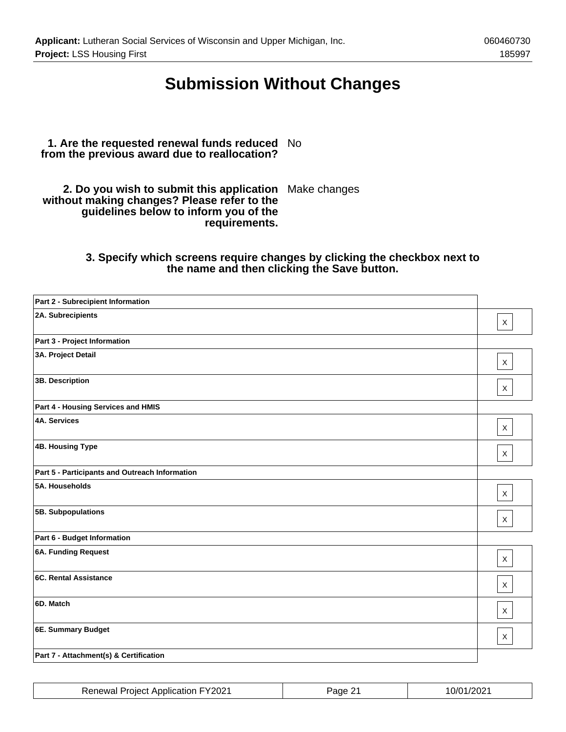# Submission Without Changes

**1. Are the requested renewal funds reduced from the previous award due to reallocation?** No

**2. Do you wish to submit this application without making changes? Please refer to the guidelines below to inform you of the requirements.** Make changes

**3. Specify which screens require changes by clicking the checkbox next to the name and then clicking the Save button.**

| Screen | |
|---|---|
| **Part 2 - Subrecipient Information** | |
| **2A. Subrecipients** | X |
| **Part 3 - Project Information** | |
| **3A. Project Detail** | X |
| **3B. Description** | X |
| **Part 4 - Housing Services and HMIS** | |
| **4A. Services** | X |
| **4B. Housing Type** | X |
| **Part 5 - Participants and Outreach Information** | |
| **5A. Households** | X |
| **5B. Subpopulations** | X |
| **Part 6 - Budget Information** | |
| **6A. Funding Request** | X |
| **6C. Rental Assistance** | X |
| **6D. Match** | X |
| **6E. Summary Budget** | X |
| **Part 7 - Attachment(s) & Certification** | |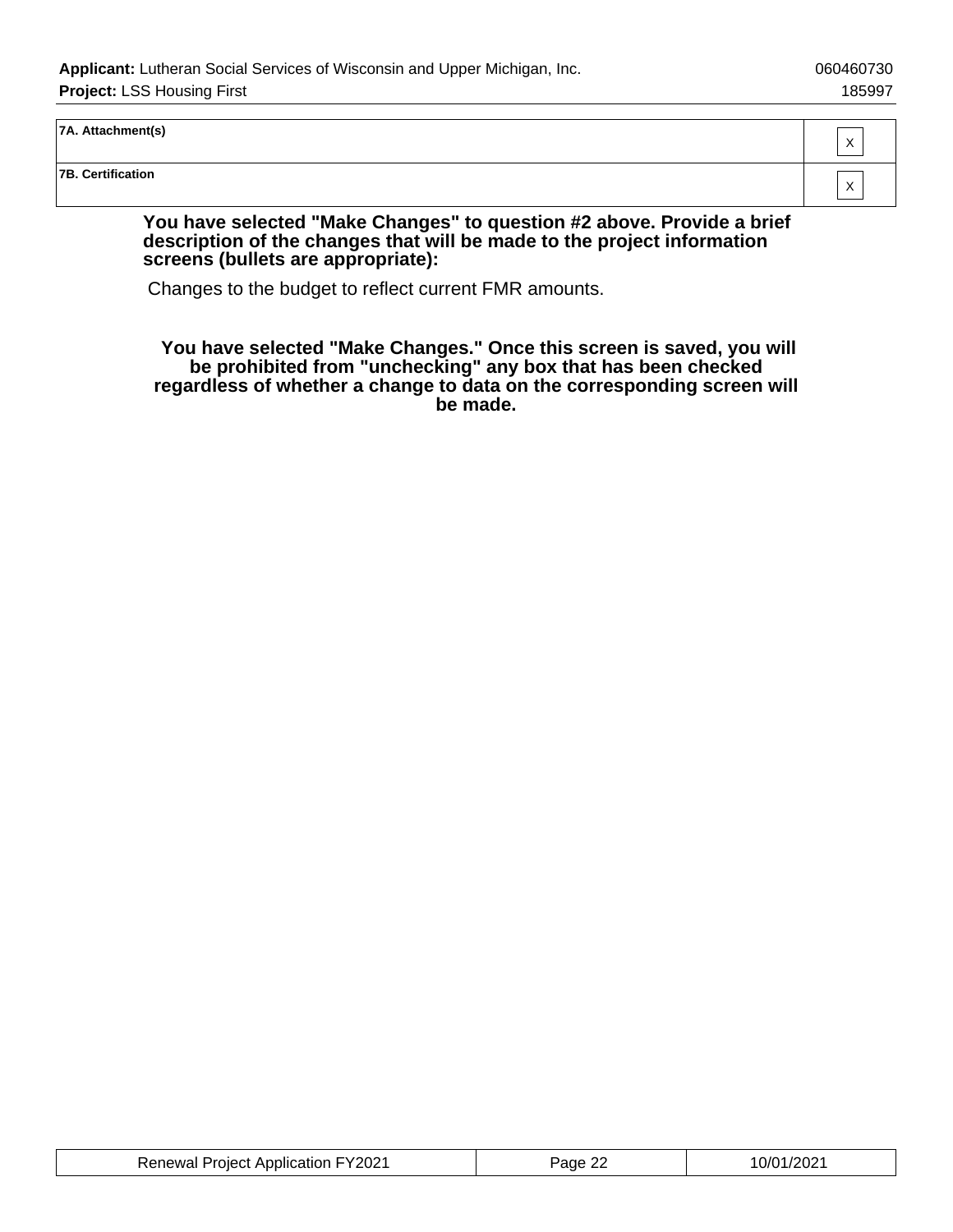| | |
|---|---|
| **7A. Attachment(s)** | X |
| **7B. Certification** | X |

**You have selected "Make Changes" to question #2 above. Provide a brief description of the changes that will be made to the project information screens (bullets are appropriate):**

Changes to the budget to reflect current FMR amounts.

**You have selected "Make Changes." Once this screen is saved, you will be prohibited from "unchecking" any box that has been checked regardless of whether a change to data on the corresponding screen will be made.**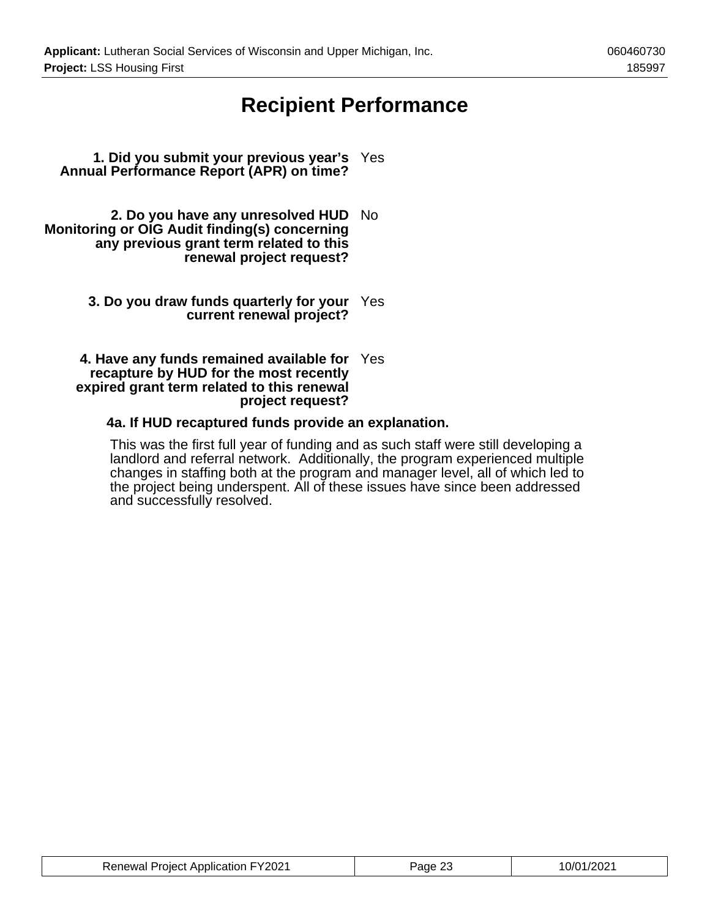# Recipient Performance

**1. Did you submit your previous year's Annual Performance Report (APR) on time?** Yes

**2. Do you have any unresolved HUD Monitoring or OIG Audit finding(s) concerning any previous grant term related to this renewal project request?** No

**3. Do you draw funds quarterly for your current renewal project?** Yes

**4. Have any funds remained available for recapture by HUD for the most recently expired grant term related to this renewal project request?** Yes

**4a. If HUD recaptured funds provide an explanation.**

This was the first full year of funding and as such staff were still developing a landlord and referral network. Additionally, the program experienced multiple changes in staffing both at the program and manager level, all of which led to the project being underspent. All of these issues have since been addressed and successfully resolved.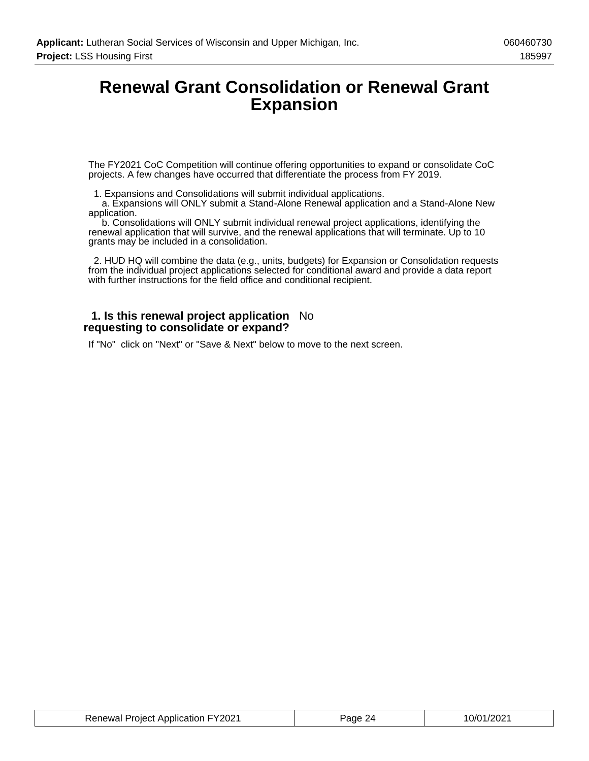# Renewal Grant Consolidation or Renewal Grant Expansion

The FY2021 CoC Competition will continue offering opportunities to expand or consolidate CoC projects. A few changes have occurred that differentiate the process from FY 2019.

1. Expansions and Consolidations will submit individual applications.
   a. Expansions will ONLY submit a Stand-Alone Renewal application and a Stand-Alone New application.
   b. Consolidations will ONLY submit individual renewal project applications, identifying the renewal application that will survive, and the renewal applications that will terminate. Up to 10 grants may be included in a consolidation.

2. HUD HQ will combine the data (e.g., units, budgets) for Expansion or Consolidation requests from the individual project applications selected for conditional award and provide a data report with further instructions for the field office and conditional recipient.

**1. Is this renewal project application requesting to consolidate or expand?** No

If "No" click on "Next" or "Save & Next" below to move to the next screen.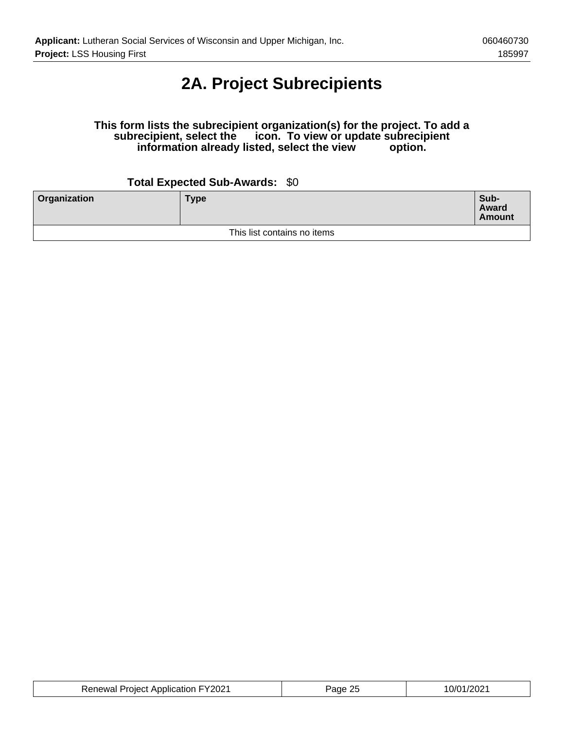# 2A. Project Subrecipients

**This form lists the subrecipient organization(s) for the project. To add a subrecipient, select the icon. To view or update subrecipient information already listed, select the view option.**

**Total Expected Sub-Awards:** $0

| Organization | Type | Sub-Award Amount |
|---|---|---|
| This list contains no items | | |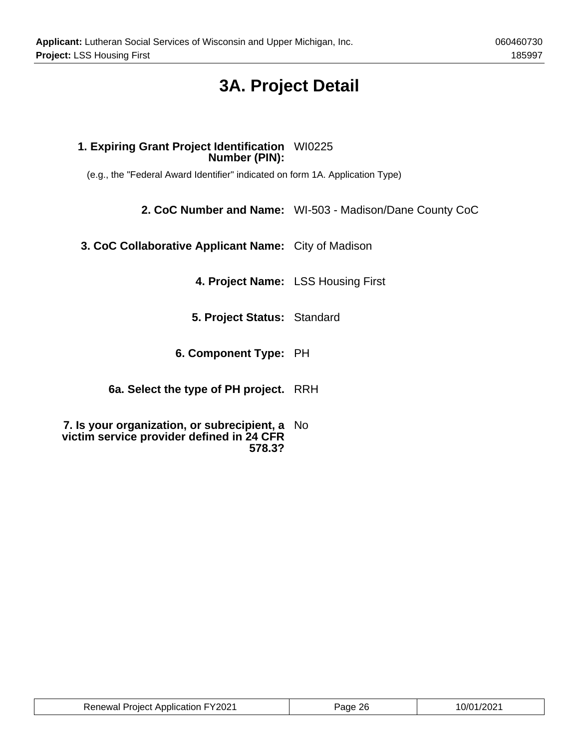# 3A. Project Detail

**1. Expiring Grant Project Identification Number (PIN):** WI0225

(e.g., the "Federal Award Identifier" indicated on form 1A. Application Type)

**2. CoC Number and Name:** WI-503 - Madison/Dane County CoC

**3. CoC Collaborative Applicant Name:** City of Madison

**4. Project Name:** LSS Housing First

**5. Project Status:** Standard

**6. Component Type:** PH

**6a. Select the type of PH project.** RRH

**7. Is your organization, or subrecipient, a victim service provider defined in 24 CFR 578.3?** No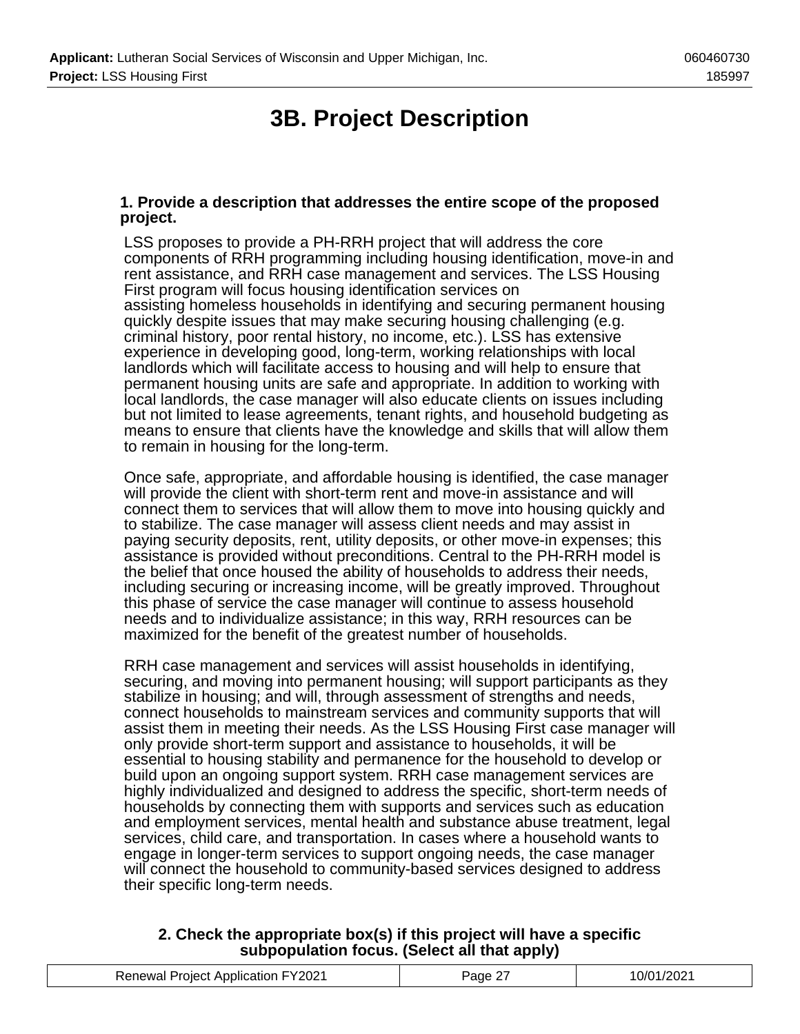# 3B. Project Description

**1. Provide a description that addresses the entire scope of the proposed project.**

LSS proposes to provide a PH-RRH project that will address the core components of RRH programming including housing identification, move-in and rent assistance, and RRH case management and services. The LSS Housing First program will focus housing identification services on assisting homeless households in identifying and securing permanent housing quickly despite issues that may make securing housing challenging (e.g. criminal history, poor rental history, no income, etc.). LSS has extensive experience in developing good, long-term, working relationships with local landlords which will facilitate access to housing and will help to ensure that permanent housing units are safe and appropriate. In addition to working with local landlords, the case manager will also educate clients on issues including but not limited to lease agreements, tenant rights, and household budgeting as means to ensure that clients have the knowledge and skills that will allow them to remain in housing for the long-term.

Once safe, appropriate, and affordable housing is identified, the case manager will provide the client with short-term rent and move-in assistance and will connect them to services that will allow them to move into housing quickly and to stabilize. The case manager will assess client needs and may assist in paying security deposits, rent, utility deposits, or other move-in expenses; this assistance is provided without preconditions. Central to the PH-RRH model is the belief that once housed the ability of households to address their needs, including securing or increasing income, will be greatly improved. Throughout this phase of service the case manager will continue to assess household needs and to individualize assistance; in this way, RRH resources can be maximized for the benefit of the greatest number of households.

RRH case management and services will assist households in identifying, securing, and moving into permanent housing; will support participants as they stabilize in housing; and will, through assessment of strengths and needs, connect households to mainstream services and community supports that will assist them in meeting their needs. As the LSS Housing First case manager will only provide short-term support and assistance to households, it will be essential to housing stability and permanence for the household to develop or build upon an ongoing support system. RRH case management services are highly individualized and designed to address the specific, short-term needs of households by connecting them with supports and services such as education and employment services, mental health and substance abuse treatment, legal services, child care, and transportation. In cases where a household wants to engage in longer-term services to support ongoing needs, the case manager will connect the household to community-based services designed to address their specific long-term needs.

**2. Check the appropriate box(s) if this project will have a specific subpopulation focus. (Select all that apply)**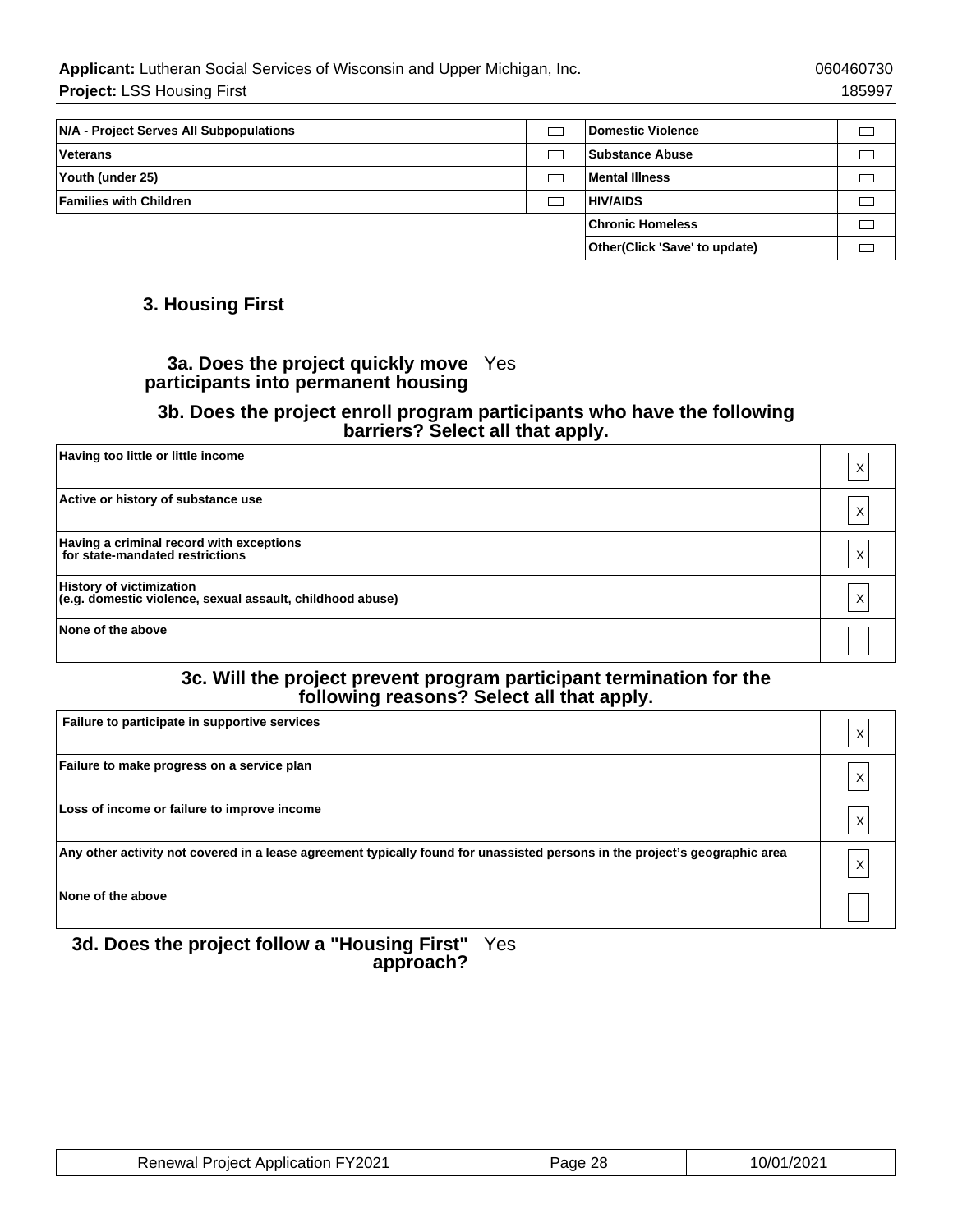| | | | |
|---|---|---|---|
| **N/A - Project Serves All Subpopulations** | ☐ | **Domestic Violence** | ☐ |
| **Veterans** | ☐ | **Substance Abuse** | ☐ |
| **Youth (under 25)** | ☐ | **Mental Illness** | ☐ |
| **Families with Children** | ☐ | **HIV/AIDS** | ☐ |
| | | **Chronic Homeless** | ☐ |
| | | **Other(Click 'Save' to update)** | ☐ |

## 3. Housing First

**3a. Does the project quickly move participants into permanent housing** Yes

### 3b. Does the project enroll program participants who have the following barriers? Select all that apply.

| | |
|---|---|
| **Having too little or little income** | X |
| **Active or history of substance use** | X |
| **Having a criminal record with exceptions for state-mandated restrictions** | X |
| **History of victimization (e.g. domestic violence, sexual assault, childhood abuse)** | X |
| **None of the above** | |

### 3c. Will the project prevent program participant termination for the following reasons? Select all that apply.

| | |
|---|---|
| **Failure to participate in supportive services** | X |
| **Failure to make progress on a service plan** | X |
| **Loss of income or failure to improve income** | X |
| **Any other activity not covered in a lease agreement typically found for unassisted persons in the project's geographic area** | X |
| **None of the above** | |

**3d. Does the project follow a "Housing First" approach?** Yes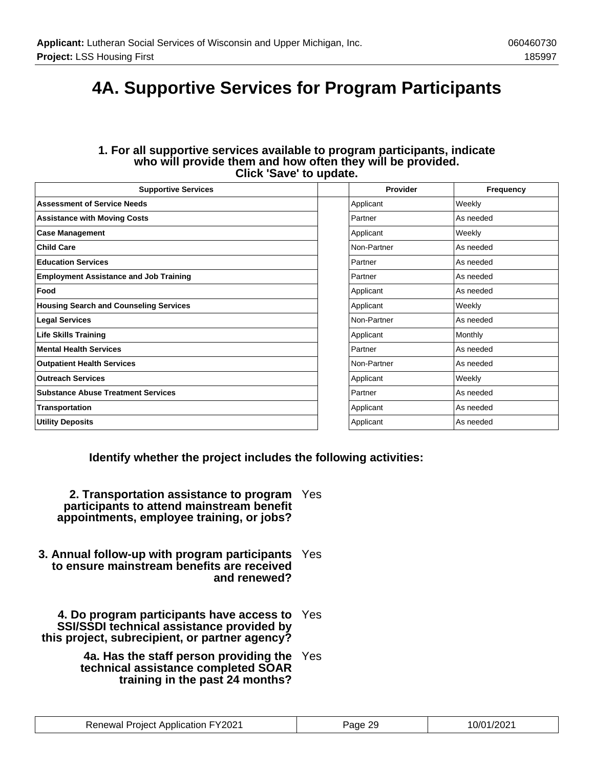# 4A. Supportive Services for Program Participants

**1. For all supportive services available to program participants, indicate who will provide them and how often they will be provided. Click 'Save' to update.**

| Supportive Services | | Provider | Frequency |
|---|---|---|---|
| **Assessment of Service Needs** | | Applicant | Weekly |
| **Assistance with Moving Costs** | | Partner | As needed |
| **Case Management** | | Applicant | Weekly |
| **Child Care** | | Non-Partner | As needed |
| **Education Services** | | Partner | As needed |
| **Employment Assistance and Job Training** | | Partner | As needed |
| **Food** | | Applicant | As needed |
| **Housing Search and Counseling Services** | | Applicant | Weekly |
| **Legal Services** | | Non-Partner | As needed |
| **Life Skills Training** | | Applicant | Monthly |
| **Mental Health Services** | | Partner | As needed |
| **Outpatient Health Services** | | Non-Partner | As needed |
| **Outreach Services** | | Applicant | Weekly |
| **Substance Abuse Treatment Services** | | Partner | As needed |
| **Transportation** | | Applicant | As needed |
| **Utility Deposits** | | Applicant | As needed |

**Identify whether the project includes the following activities:**

**2. Transportation assistance to program participants to attend mainstream benefit appointments, employee training, or jobs?** Yes

**3. Annual follow-up with program participants to ensure mainstream benefits are received and renewed?** Yes

**4. Do program participants have access to SSI/SSDI technical assistance provided by this project, subrecipient, or partner agency?** Yes

**4a. Has the staff person providing the technical assistance completed SOAR training in the past 24 months?** Yes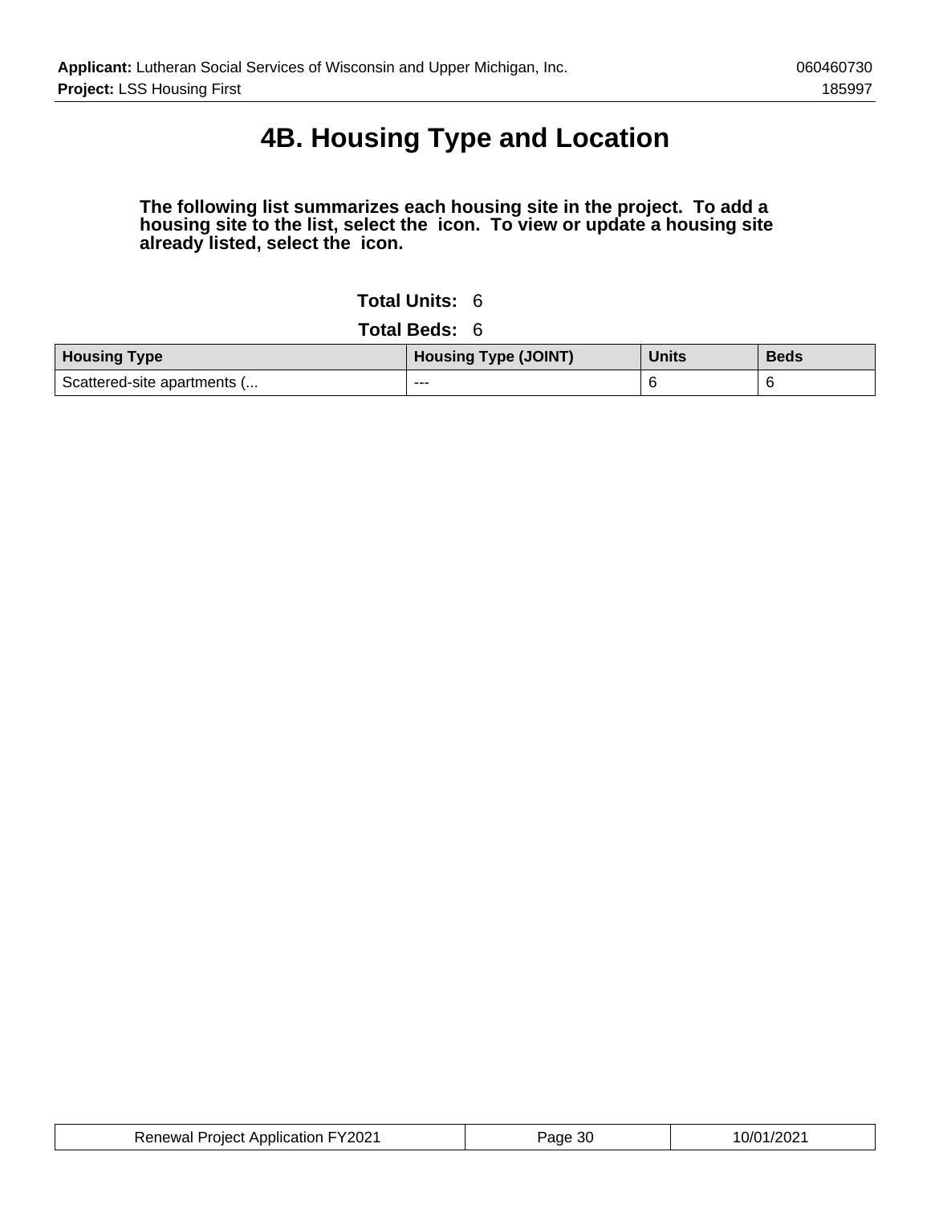# 4B. Housing Type and Location

**The following list summarizes each housing site in the project. To add a housing site to the list, select the icon. To view or update a housing site already listed, select the icon.**

**Total Units:** 6

**Total Beds:** 6

| Housing Type | Housing Type (JOINT) | Units | Beds |
|---|---|---|---|
| Scattered-site apartments (... | --- | 6 | 6 |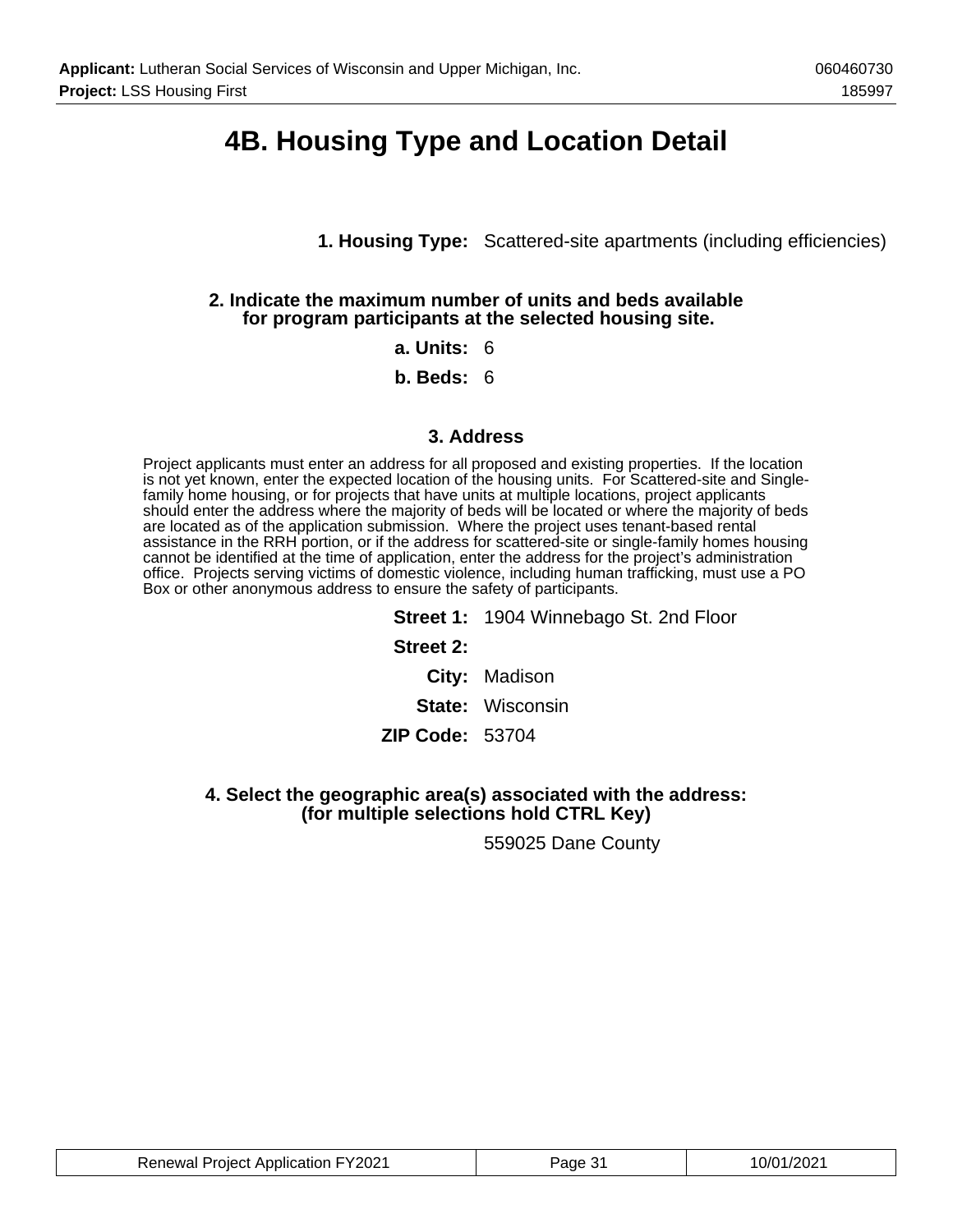# 4B. Housing Type and Location Detail

**1. Housing Type:** Scattered-site apartments (including efficiencies)

**2. Indicate the maximum number of units and beds available for program participants at the selected housing site.**

**a. Units:** 6

**b. Beds:** 6

### 3. Address

Project applicants must enter an address for all proposed and existing properties. If the location is not yet known, enter the expected location of the housing units. For Scattered-site and Single-family home housing, or for projects that have units at multiple locations, project applicants should enter the address where the majority of beds will be located or where the majority of beds are located as of the application submission. Where the project uses tenant-based rental assistance in the RRH portion, or if the address for scattered-site or single-family homes housing cannot be identified at the time of application, enter the address for the project's administration office. Projects serving victims of domestic violence, including human trafficking, must use a PO Box or other anonymous address to ensure the safety of participants.

**Street 1:** 1904 Winnebago St. 2nd Floor

**Street 2:**

**City:** Madison

**State:** Wisconsin

**ZIP Code:** 53704

**4. Select the geographic area(s) associated with the address: (for multiple selections hold CTRL Key)**

559025 Dane County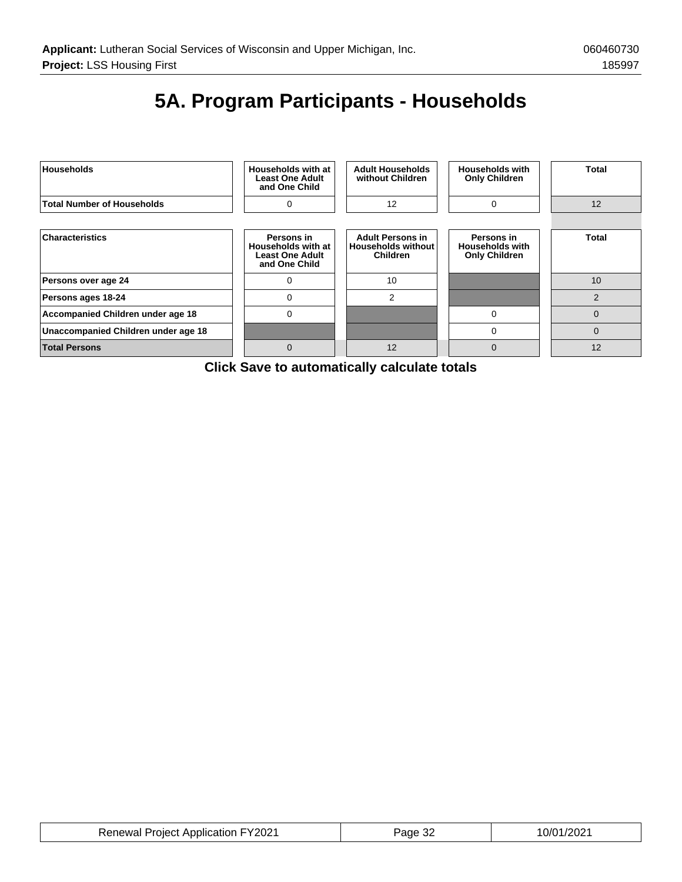# 5A. Program Participants - Households

| Households | Households with at Least One Adult and One Child | Adult Households without Children | Households with Only Children | Total |
|---|---|---|---|---|
| Total Number of Households | 0 | 12 | 0 | 12 |

| Characteristics | Persons in Households with at Least One Adult and One Child | Adult Persons in Households without Children | Persons in Households with Only Children | Total |
|---|---|---|---|---|
| Persons over age 24 | 0 | 10 | | 10 |
| Persons ages 18-24 | 0 | 2 | | 2 |
| Accompanied Children under age 18 | 0 | | 0 | 0 |
| Unaccompanied Children under age 18 | | | 0 | 0 |
| Total Persons | 0 | 12 | 0 | 12 |

**Click Save to automatically calculate totals**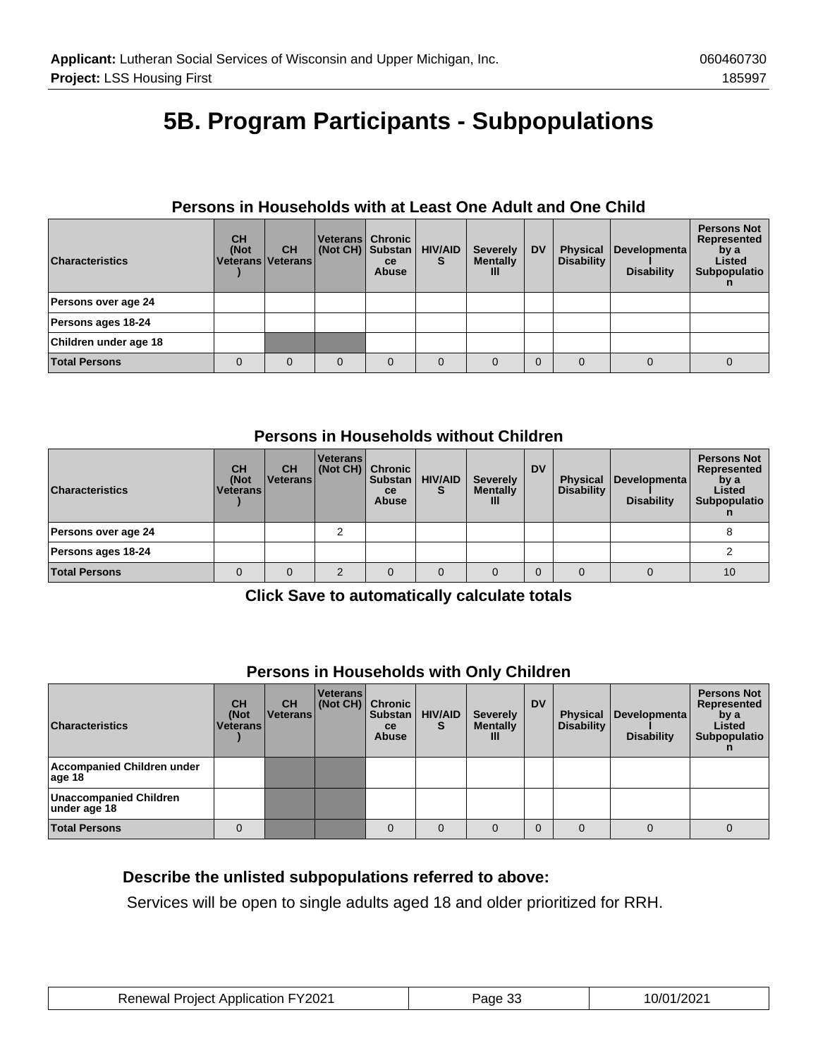# 5B. Program Participants - Subpopulations

### Persons in Households with at Least One Adult and One Child

| Characteristics | CH (Not Veterans) | CH Veterans | Veterans (Not CH) | Chronic Substance Abuse | HIV/AIDS | Severely Mentally Ill | DV | Physical Disability | Developmental Disability | Persons Not Represented by a Listed Subpopulation |
|---|---|---|---|---|---|---|---|---|---|---|
| Persons over age 24 | | | | | | | | | | |
| Persons ages 18-24 | | | | | | | | | | |
| Children under age 18 | | | | | | | | | | |
| **Total Persons** | 0 | 0 | 0 | 0 | 0 | 0 | 0 | 0 | 0 | 0 |

### Persons in Households without Children

| Characteristics | CH (Not Veterans) | CH Veterans | Veterans (Not CH) | Chronic Substance Abuse | HIV/AIDS | Severely Mentally Ill | DV | Physical Disability | Developmental Disability | Persons Not Represented by a Listed Subpopulation |
|---|---|---|---|---|---|---|---|---|---|---|
| Persons over age 24 | | | 2 | | | | | | | 8 |
| Persons ages 18-24 | | | | | | | | | | 2 |
| **Total Persons** | 0 | 0 | 2 | 0 | 0 | 0 | 0 | 0 | 0 | 10 |

**Click Save to automatically calculate totals**

### Persons in Households with Only Children

| Characteristics | CH (Not Veterans) | CH Veterans | Veterans (Not CH) | Chronic Substance Abuse | HIV/AIDS | Severely Mentally Ill | DV | Physical Disability | Developmental Disability | Persons Not Represented by a Listed Subpopulation |
|---|---|---|---|---|---|---|---|---|---|---|
| Accompanied Children under age 18 | | | | | | | | | | |
| Unaccompanied Children under age 18 | | | | | | | | | | |
| **Total Persons** | 0 | | | 0 | 0 | 0 | 0 | 0 | 0 | 0 |

**Describe the unlisted subpopulations referred to above:**

Services will be open to single adults aged 18 and older prioritized for RRH.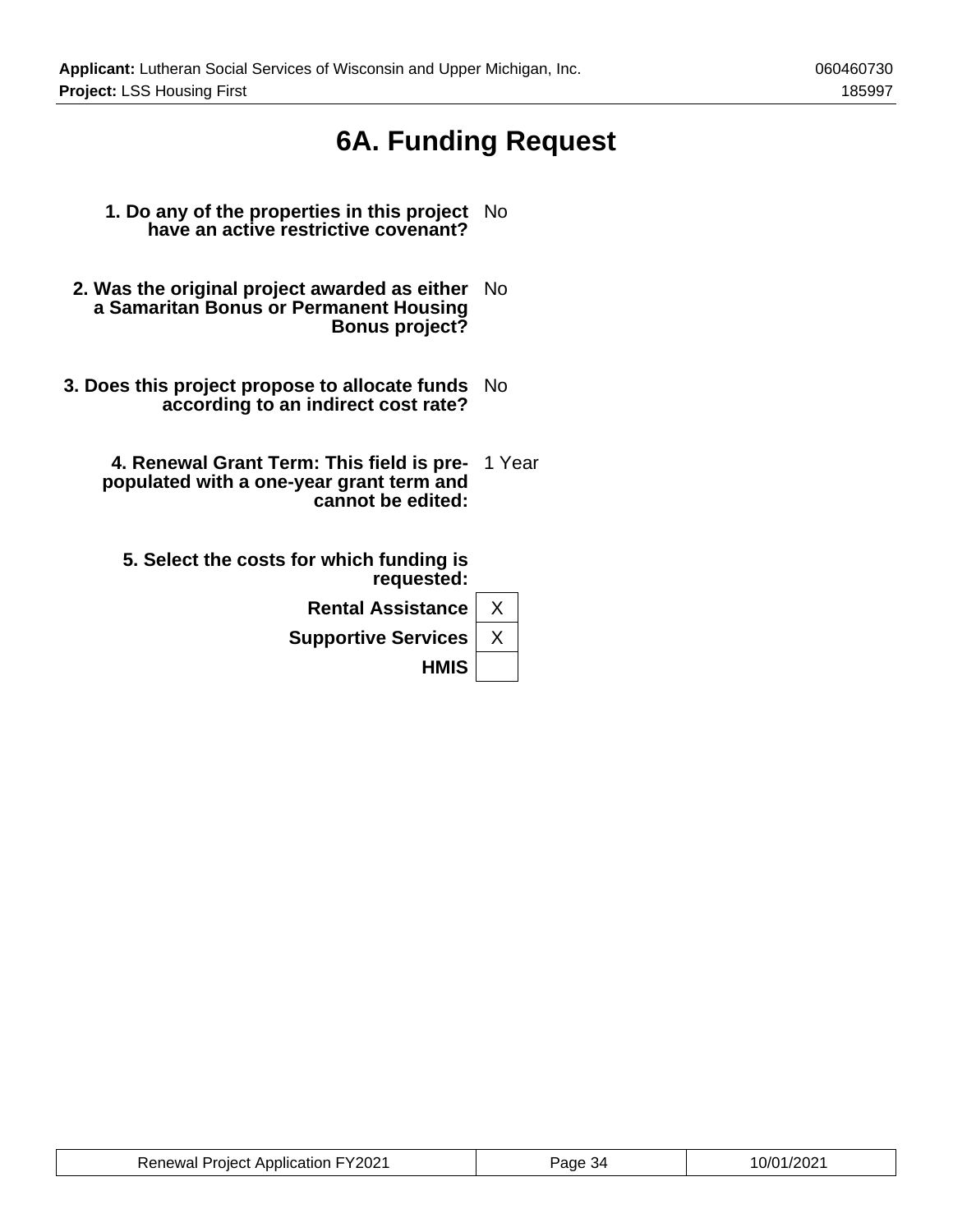# 6A. Funding Request

**1. Do any of the properties in this project have an active restrictive covenant?** No

**2. Was the original project awarded as either a Samaritan Bonus or Permanent Housing Bonus project?** No

**3. Does this project propose to allocate funds according to an indirect cost rate?** No

**4. Renewal Grant Term: This field is pre-populated with a one-year grant term and cannot be edited:** 1 Year

**5. Select the costs for which funding is requested:**

| Cost | Selected |
| --- | --- |
| **Rental Assistance** | X |
| **Supportive Services** | X |
| **HMIS** | |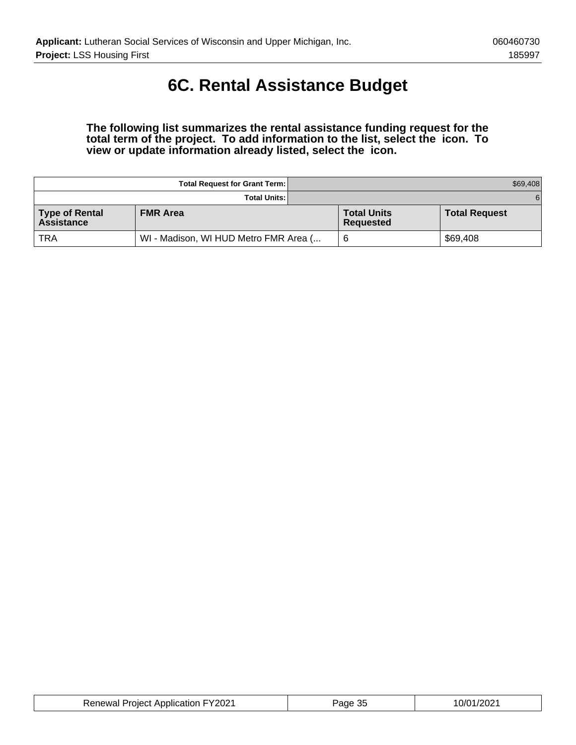# 6C. Rental Assistance Budget

**The following list summarizes the rental assistance funding request for the total term of the project. To add information to the list, select the icon. To view or update information already listed, select the icon.**

| | Total Request for Grant Term: | | $69,408 |
|---|---|---|---|
| | Total Units: | | 6 |
| **Type of Rental Assistance** | **FMR Area** | **Total Units Requested** | **Total Request** |
| TRA | WI - Madison, WI HUD Metro FMR Area (... | 6 | $69,408 |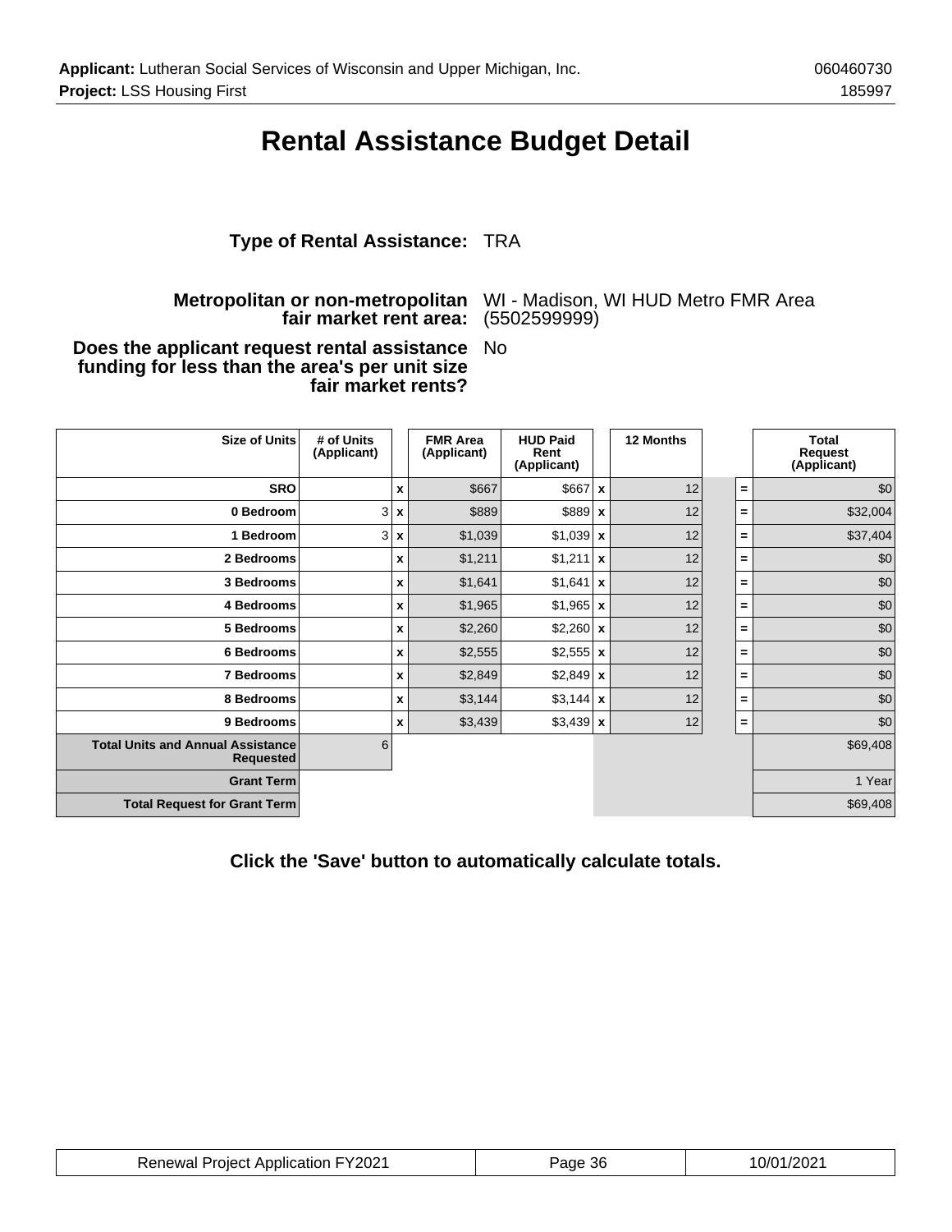# Rental Assistance Budget Detail

**Type of Rental Assistance:** TRA

**Metropolitan or non-metropolitan fair market rent area:** WI - Madison, WI HUD Metro FMR Area (5502599999)

**Does the applicant request rental assistance funding for less than the area's per unit size fair market rents?** No

| Size of Units | # of Units (Applicant) | | FMR Area (Applicant) | HUD Paid Rent (Applicant) | | 12 Months | | | Total Request (Applicant) |
|---|---|---|---|---|---|---|---|---|---|
| SRO | | x | $667 | $667 | x | 12 | | = | $0 |
| 0 Bedroom | 3 | x | $889 | $889 | x | 12 | | = | $32,004 |
| 1 Bedroom | 3 | x | $1,039 | $1,039 | x | 12 | | = | $37,404 |
| 2 Bedrooms | | x | $1,211 | $1,211 | x | 12 | | = | $0 |
| 3 Bedrooms | | x | $1,641 | $1,641 | x | 12 | | = | $0 |
| 4 Bedrooms | | x | $1,965 | $1,965 | x | 12 | | = | $0 |
| 5 Bedrooms | | x | $2,260 | $2,260 | x | 12 | | = | $0 |
| 6 Bedrooms | | x | $2,555 | $2,555 | x | 12 | | = | $0 |
| 7 Bedrooms | | x | $2,849 | $2,849 | x | 12 | | = | $0 |
| 8 Bedrooms | | x | $3,144 | $3,144 | x | 12 | | = | $0 |
| 9 Bedrooms | | x | $3,439 | $3,439 | x | 12 | | = | $0 |
| **Total Units and Annual Assistance Requested** | 6 | | | | | | | | $69,408 |
| **Grant Term** | | | | | | | | | 1 Year |
| **Total Request for Grant Term** | | | | | | | | | $69,408 |

**Click the 'Save' button to automatically calculate totals.**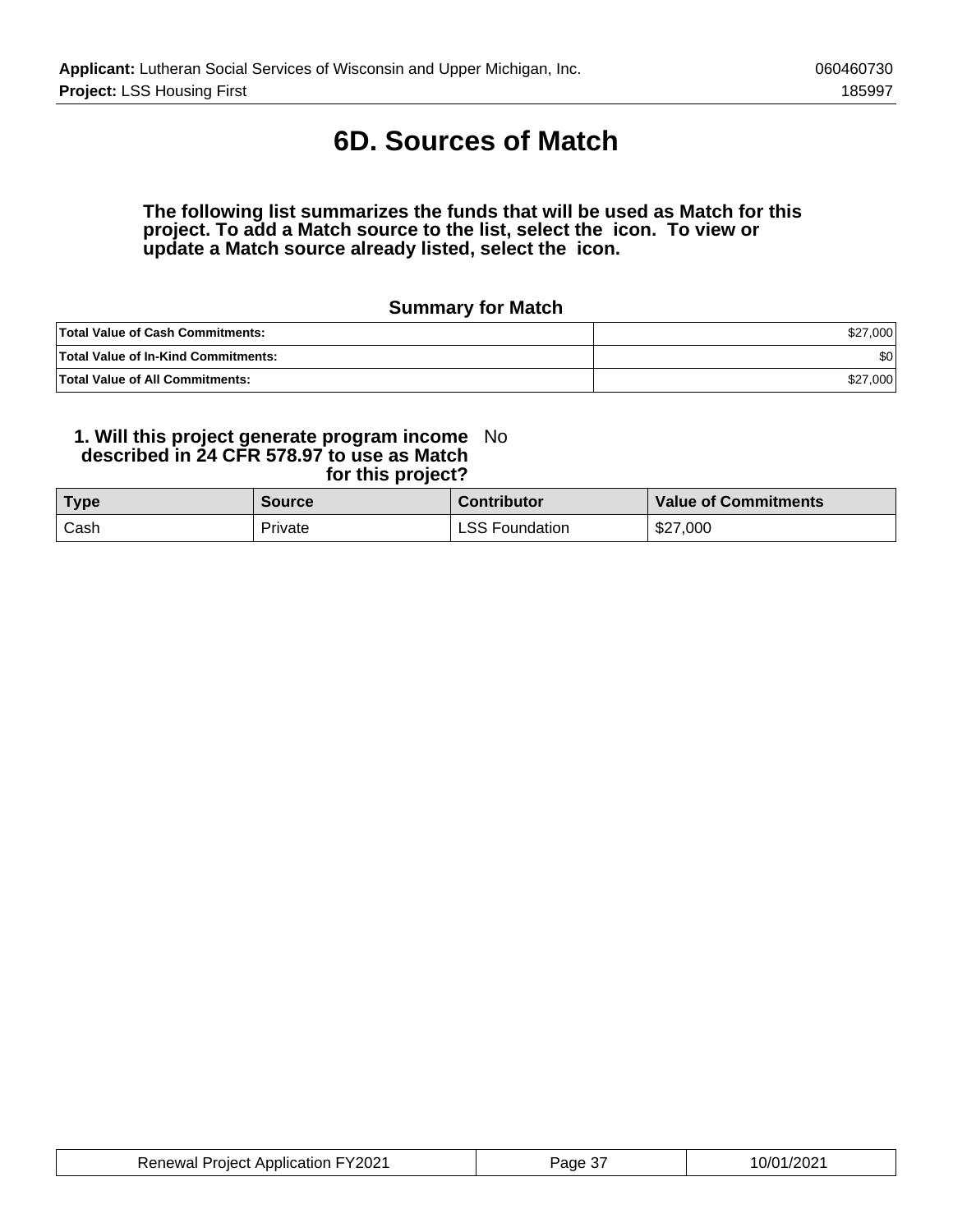# 6D. Sources of Match

**The following list summarizes the funds that will be used as Match for this project. To add a Match source to the list, select the icon. To view or update a Match source already listed, select the icon.**

### Summary for Match

| | |
|---|---:|
| **Total Value of Cash Commitments:** | $27,000 |
| **Total Value of In-Kind Commitments:** | $0 |
| **Total Value of All Commitments:** | $27,000 |

**1. Will this project generate program income described in 24 CFR 578.97 to use as Match for this project?** No

| Type | Source | Contributor | Value of Commitments |
|---|---|---|---|
| Cash | Private | LSS Foundation | $27,000 |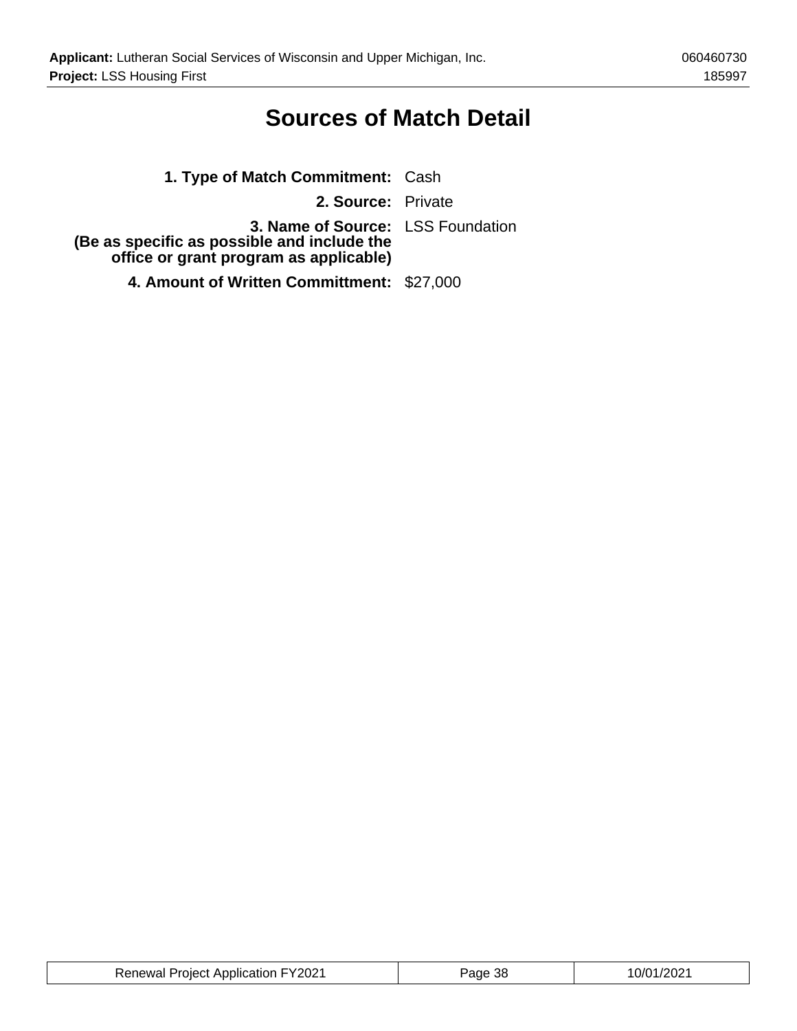# Sources of Match Detail

**1. Type of Match Commitment:** Cash

**2. Source:** Private

**3. Name of Source:** LSS Foundation
**(Be as specific as possible and include the office or grant program as applicable)**

**4. Amount of Written Committment:** $27,000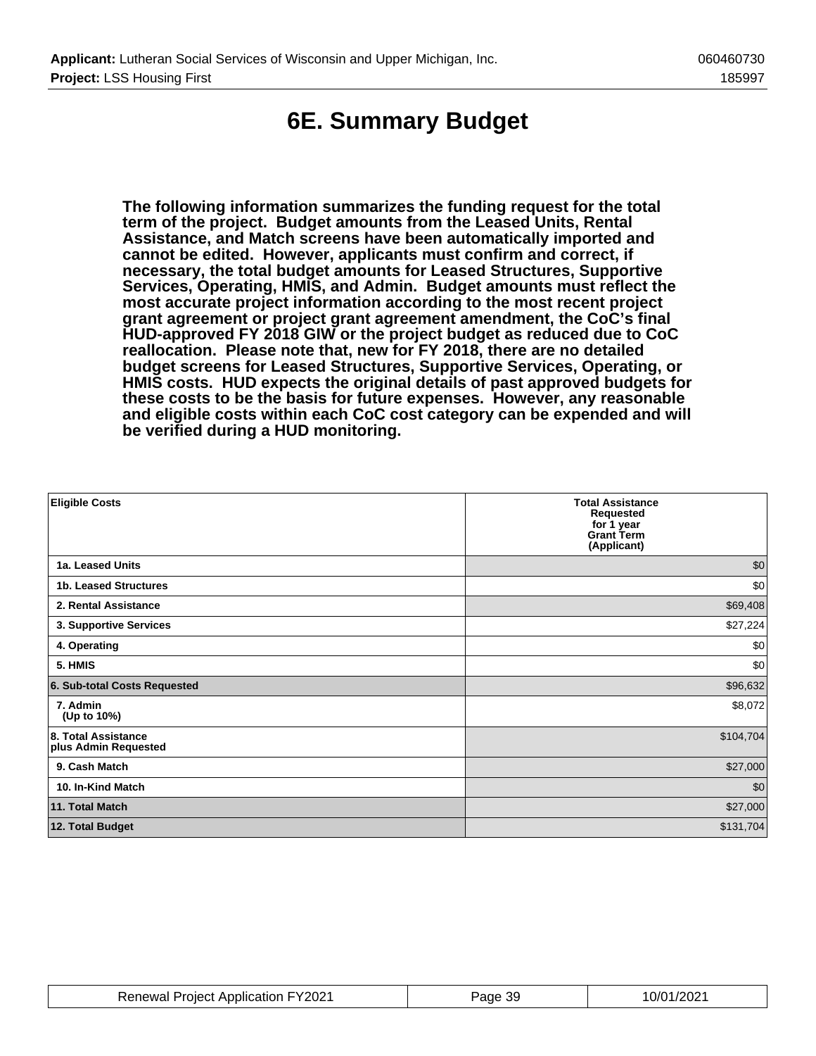# 6E. Summary Budget

**The following information summarizes the funding request for the total term of the project. Budget amounts from the Leased Units, Rental Assistance, and Match screens have been automatically imported and cannot be edited. However, applicants must confirm and correct, if necessary, the total budget amounts for Leased Structures, Supportive Services, Operating, HMIS, and Admin. Budget amounts must reflect the most accurate project information according to the most recent project grant agreement or project grant agreement amendment, the CoC's final HUD-approved FY 2018 GIW or the project budget as reduced due to CoC reallocation. Please note that, new for FY 2018, there are no detailed budget screens for Leased Structures, Supportive Services, Operating, or HMIS costs. HUD expects the original details of past approved budgets for these costs to be the basis for future expenses. However, any reasonable and eligible costs within each CoC cost category can be expended and will be verified during a HUD monitoring.**

| Eligible Costs | Total Assistance Requested for 1 year Grant Term (Applicant) |
|---|---|
| 1a. Leased Units | $0 |
| 1b. Leased Structures | $0 |
| 2. Rental Assistance | $69,408 |
| 3. Supportive Services | $27,224 |
| 4. Operating | $0 |
| 5. HMIS | $0 |
| 6. Sub-total Costs Requested | $96,632 |
| 7. Admin (Up to 10%) | $8,072 |
| 8. Total Assistance plus Admin Requested | $104,704 |
| 9. Cash Match | $27,000 |
| 10. In-Kind Match | $0 |
| 11. Total Match | $27,000 |
| 12. Total Budget | $131,704 |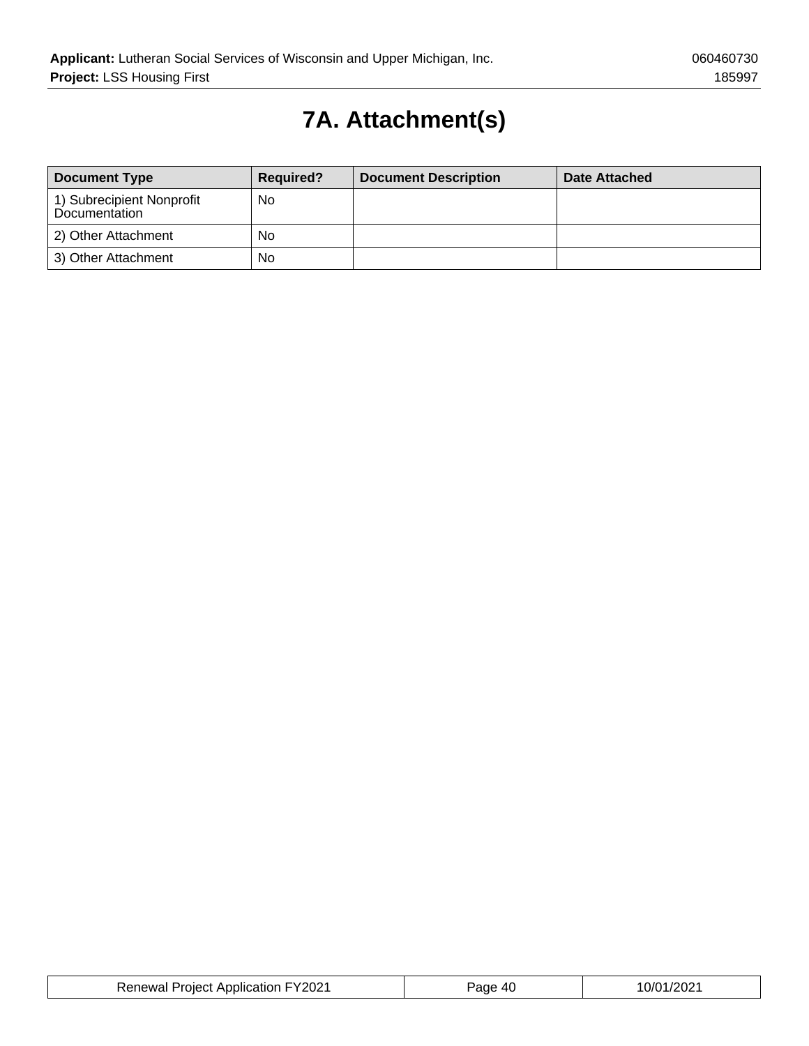# 7A. Attachment(s)

| Document Type | Required? | Document Description | Date Attached |
| --- | --- | --- | --- |
| 1) Subrecipient Nonprofit Documentation | No | | |
| 2) Other Attachment | No | | |
| 3) Other Attachment | No | | |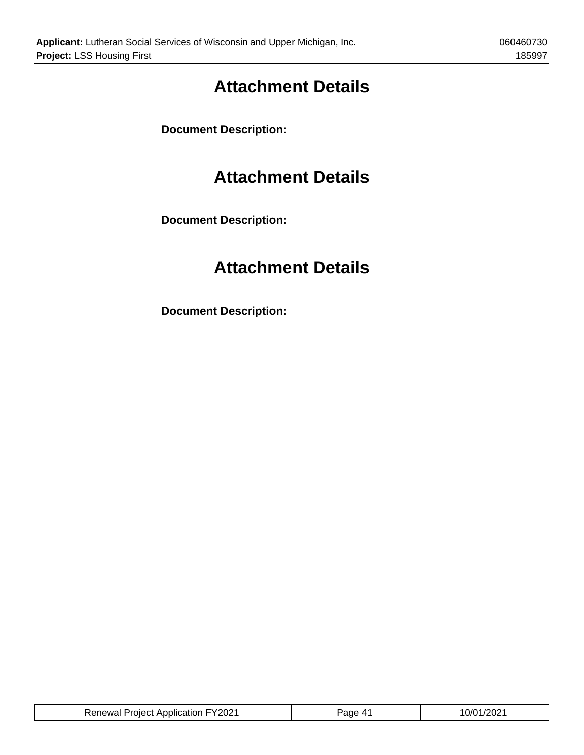# Attachment Details

**Document Description:**

# Attachment Details

**Document Description:**

# Attachment Details

**Document Description:**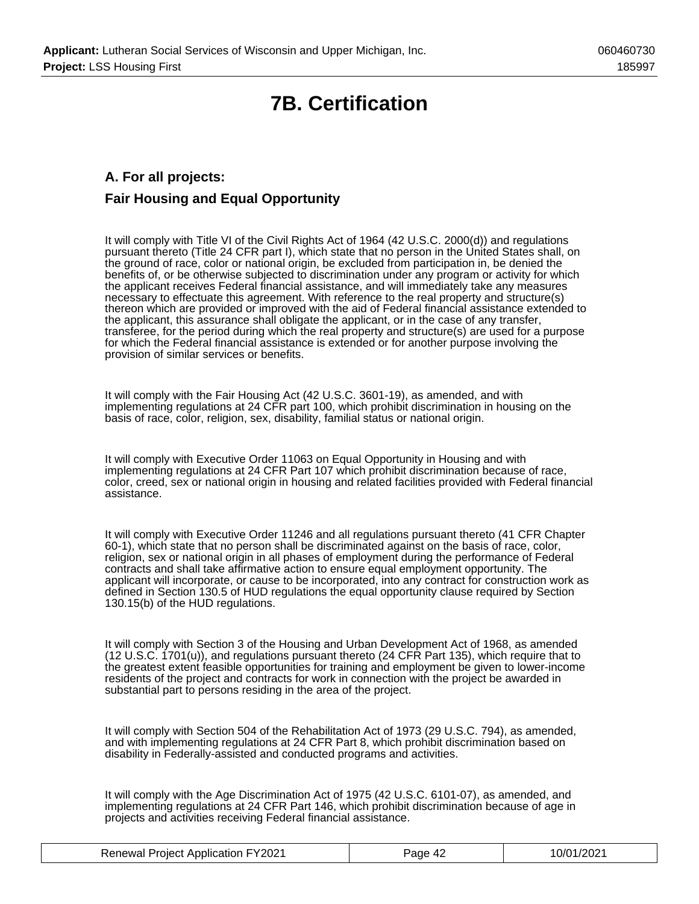# 7B. Certification

### A. For all projects:

### Fair Housing and Equal Opportunity

It will comply with Title VI of the Civil Rights Act of 1964 (42 U.S.C. 2000(d)) and regulations pursuant thereto (Title 24 CFR part I), which state that no person in the United States shall, on the ground of race, color or national origin, be excluded from participation in, be denied the benefits of, or be otherwise subjected to discrimination under any program or activity for which the applicant receives Federal financial assistance, and will immediately take any measures necessary to effectuate this agreement. With reference to the real property and structure(s) thereon which are provided or improved with the aid of Federal financial assistance extended to the applicant, this assurance shall obligate the applicant, or in the case of any transfer, transferee, for the period during which the real property and structure(s) are used for a purpose for which the Federal financial assistance is extended or for another purpose involving the provision of similar services or benefits.

It will comply with the Fair Housing Act (42 U.S.C. 3601-19), as amended, and with implementing regulations at 24 CFR part 100, which prohibit discrimination in housing on the basis of race, color, religion, sex, disability, familial status or national origin.

It will comply with Executive Order 11063 on Equal Opportunity in Housing and with implementing regulations at 24 CFR Part 107 which prohibit discrimination because of race, color, creed, sex or national origin in housing and related facilities provided with Federal financial assistance.

It will comply with Executive Order 11246 and all regulations pursuant thereto (41 CFR Chapter 60-1), which state that no person shall be discriminated against on the basis of race, color, religion, sex or national origin in all phases of employment during the performance of Federal contracts and shall take affirmative action to ensure equal employment opportunity. The applicant will incorporate, or cause to be incorporated, into any contract for construction work as defined in Section 130.5 of HUD regulations the equal opportunity clause required by Section 130.15(b) of the HUD regulations.

It will comply with Section 3 of the Housing and Urban Development Act of 1968, as amended (12 U.S.C. 1701(u)), and regulations pursuant thereto (24 CFR Part 135), which require that to the greatest extent feasible opportunities for training and employment be given to lower-income residents of the project and contracts for work in connection with the project be awarded in substantial part to persons residing in the area of the project.

It will comply with Section 504 of the Rehabilitation Act of 1973 (29 U.S.C. 794), as amended, and with implementing regulations at 24 CFR Part 8, which prohibit discrimination based on disability in Federally-assisted and conducted programs and activities.

It will comply with the Age Discrimination Act of 1975 (42 U.S.C. 6101-07), as amended, and implementing regulations at 24 CFR Part 146, which prohibit discrimination because of age in projects and activities receiving Federal financial assistance.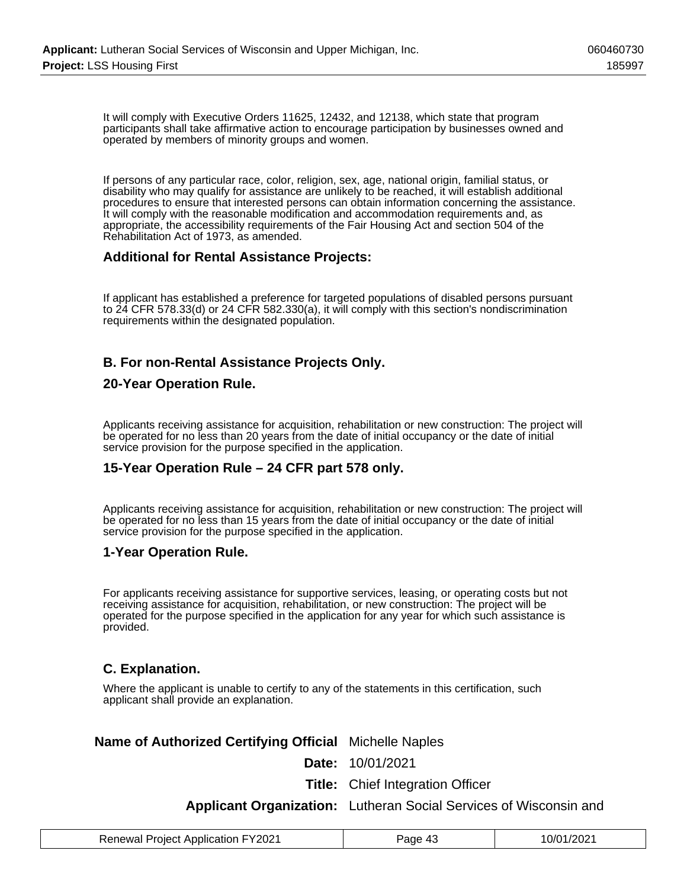It will comply with Executive Orders 11625, 12432, and 12138, which state that program participants shall take affirmative action to encourage participation by businesses owned and operated by members of minority groups and women.

If persons of any particular race, color, religion, sex, age, national origin, familial status, or disability who may qualify for assistance are unlikely to be reached, it will establish additional procedures to ensure that interested persons can obtain information concerning the assistance. It will comply with the reasonable modification and accommodation requirements and, as appropriate, the accessibility requirements of the Fair Housing Act and section 504 of the Rehabilitation Act of 1973, as amended.

### Additional for Rental Assistance Projects:

If applicant has established a preference for targeted populations of disabled persons pursuant to 24 CFR 578.33(d) or 24 CFR 582.330(a), it will comply with this section's nondiscrimination requirements within the designated population.

### B. For non-Rental Assistance Projects Only.

### 20-Year Operation Rule.

Applicants receiving assistance for acquisition, rehabilitation or new construction: The project will be operated for no less than 20 years from the date of initial occupancy or the date of initial service provision for the purpose specified in the application.

### 15-Year Operation Rule – 24 CFR part 578 only.

Applicants receiving assistance for acquisition, rehabilitation or new construction: The project will be operated for no less than 15 years from the date of initial occupancy or the date of initial service provision for the purpose specified in the application.

### 1-Year Operation Rule.

For applicants receiving assistance for supportive services, leasing, or operating costs but not receiving assistance for acquisition, rehabilitation, or new construction: The project will be operated for the purpose specified in the application for any year for which such assistance is provided.

### C. Explanation.

Where the applicant is unable to certify to any of the statements in this certification, such applicant shall provide an explanation.

**Name of Authorized Certifying Official** Michelle Naples

**Date:** 10/01/2021

**Title:** Chief Integration Officer

**Applicant Organization:** Lutheran Social Services of Wisconsin and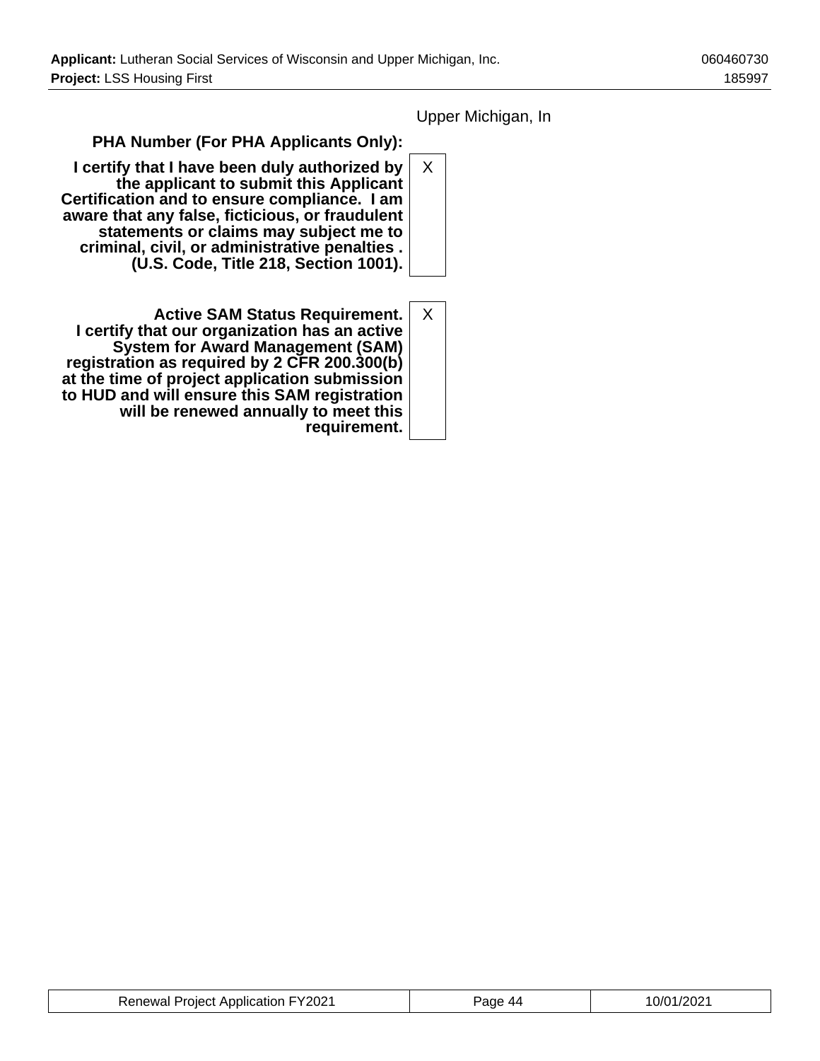Upper Michigan, In

| | |
|---|---|
| **PHA Number (For PHA Applicants Only):** | |
| **I certify that I have been duly authorized by the applicant to submit this Applicant Certification and to ensure compliance. I am aware that any false, ficticious, or fraudulent statements or claims may subject me to criminal, civil, or administrative penalties . (U.S. Code, Title 218, Section 1001).** | X |
| **Active SAM Status Requirement. I certify that our organization has an active System for Award Management (SAM) registration as required by 2 CFR 200.300(b) at the time of project application submission to HUD and will ensure this SAM registration will be renewed annually to meet this requirement.** | X |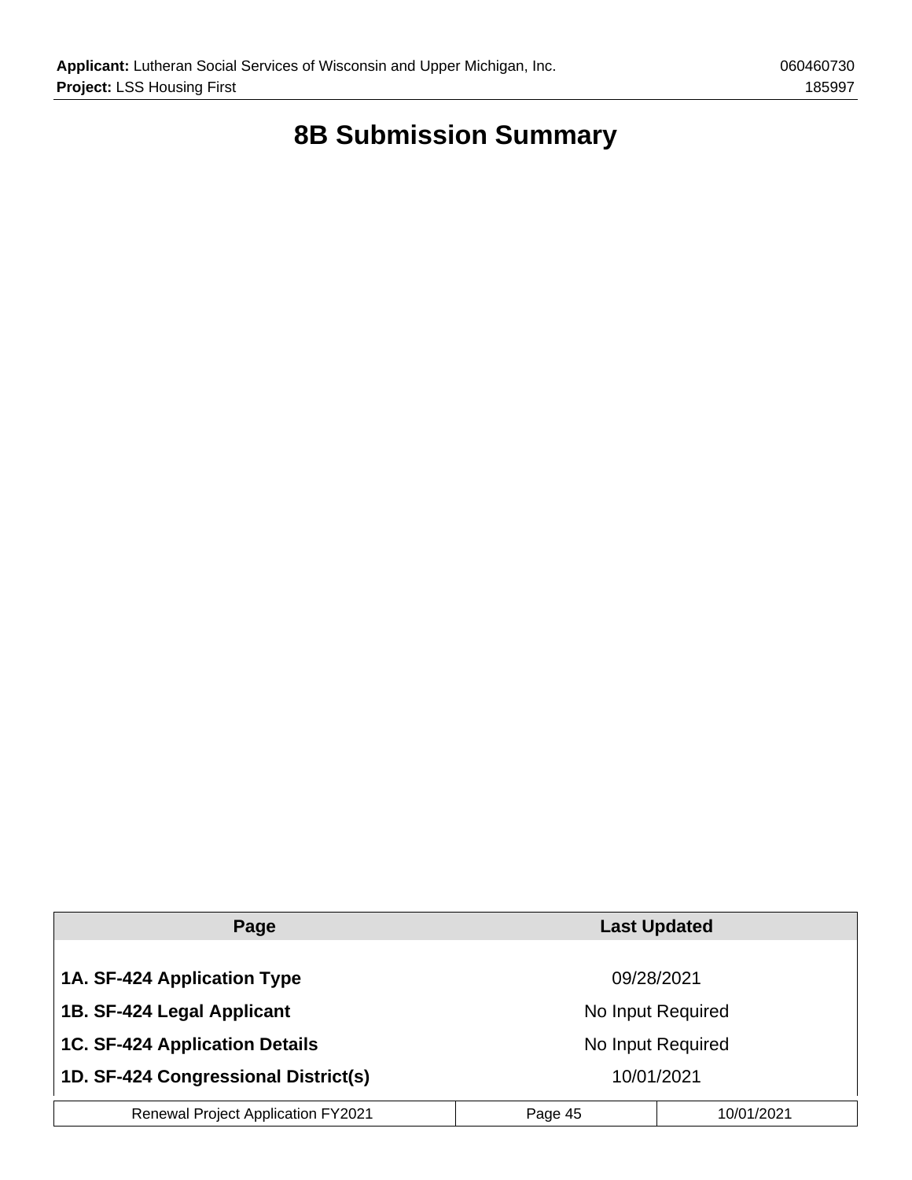# 8B Submission Summary

| Page | Last Updated |
| --- | --- |
| **1A. SF-424 Application Type** | 09/28/2021 |
| **1B. SF-424 Legal Applicant** | No Input Required |
| **1C. SF-424 Application Details** | No Input Required |
| **1D. SF-424 Congressional District(s)** | 10/01/2021 |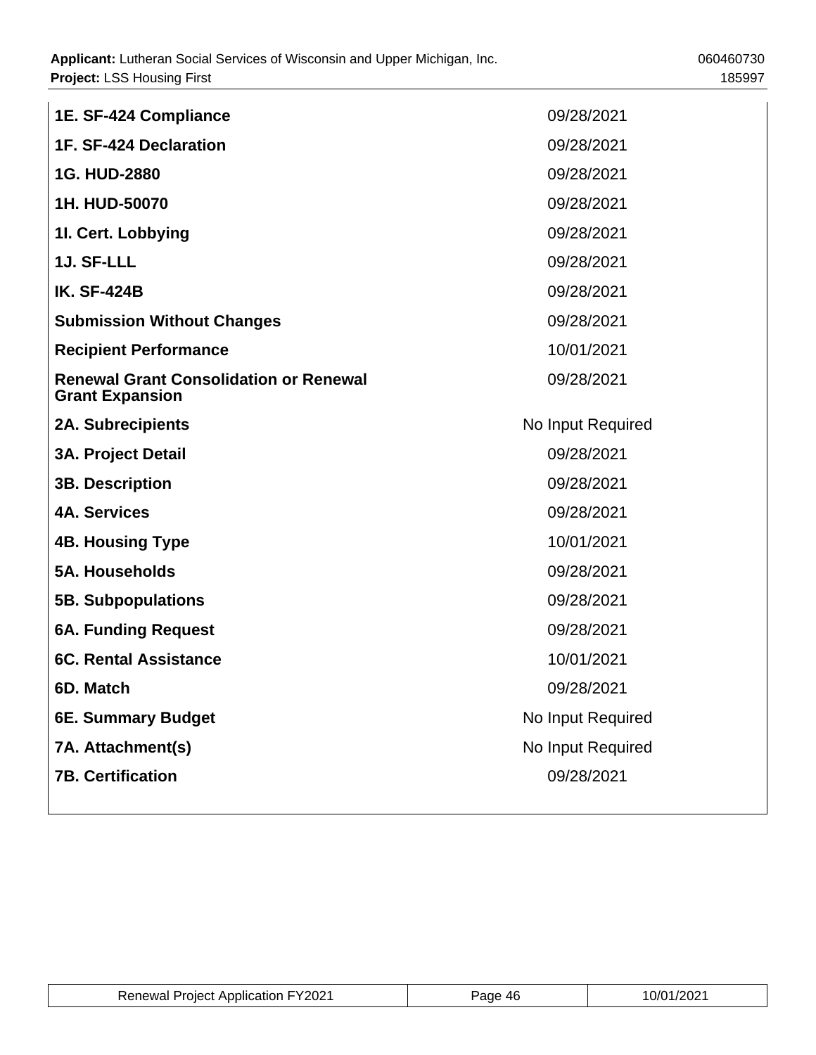| | |
|---|---|
| **1E. SF-424 Compliance** | 09/28/2021 |
| **1F. SF-424 Declaration** | 09/28/2021 |
| **1G. HUD-2880** | 09/28/2021 |
| **1H. HUD-50070** | 09/28/2021 |
| **1I. Cert. Lobbying** | 09/28/2021 |
| **1J. SF-LLL** | 09/28/2021 |
| **IK. SF-424B** | 09/28/2021 |
| **Submission Without Changes** | 09/28/2021 |
| **Recipient Performance** | 10/01/2021 |
| **Renewal Grant Consolidation or Renewal Grant Expansion** | 09/28/2021 |
| **2A. Subrecipients** | No Input Required |
| **3A. Project Detail** | 09/28/2021 |
| **3B. Description** | 09/28/2021 |
| **4A. Services** | 09/28/2021 |
| **4B. Housing Type** | 10/01/2021 |
| **5A. Households** | 09/28/2021 |
| **5B. Subpopulations** | 09/28/2021 |
| **6A. Funding Request** | 09/28/2021 |
| **6C. Rental Assistance** | 10/01/2021 |
| **6D. Match** | 09/28/2021 |
| **6E. Summary Budget** | No Input Required |
| **7A. Attachment(s)** | No Input Required |
| **7B. Certification** | 09/28/2021 |